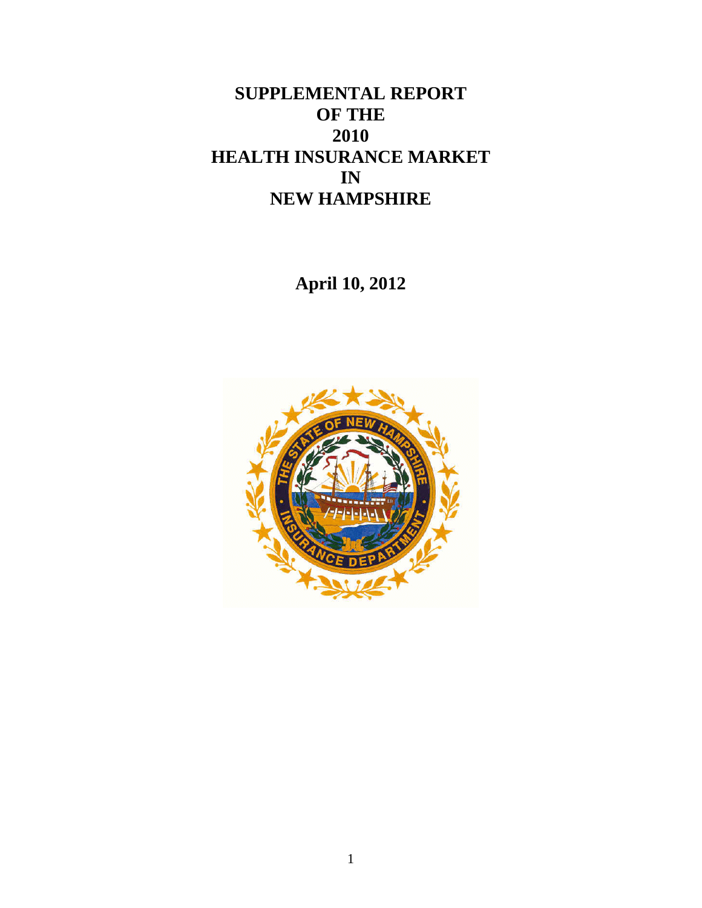# SUPPLEMENTAL REPORT OF THE 2010 HEALTH INSURANCE MARKET IN NEW HAMPSHIRE

**April 10, 2012**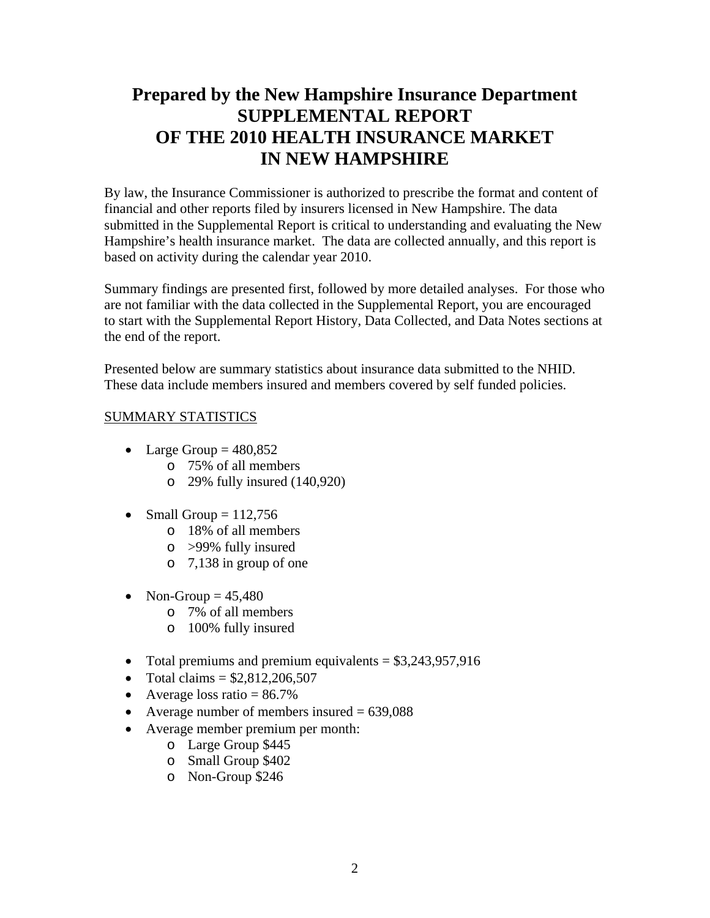# Prepared by the New Hampshire Insurance Department
# SUPPLEMENTAL REPORT
# OF THE 2010 HEALTH INSURANCE MARKET
# IN NEW HAMPSHIRE

By law, the Insurance Commissioner is authorized to prescribe the format and content of financial and other reports filed by insurers licensed in New Hampshire. The data submitted in the Supplemental Report is critical to understanding and evaluating the New Hampshire's health insurance market. The data are collected annually, and this report is based on activity during the calendar year 2010.

Summary findings are presented first, followed by more detailed analyses. For those who are not familiar with the data collected in the Supplemental Report, you are encouraged to start with the Supplemental Report History, Data Collected, and Data Notes sections at the end of the report.

Presented below are summary statistics about insurance data submitted to the NHID. These data include members insured and members covered by self funded policies.

SUMMARY STATISTICS

- Large Group = 480,852
  - 75% of all members
  - 29% fully insured (140,920)
- Small Group = 112,756
  - 18% of all members
  - >99% fully insured
  - 7,138 in group of one
- Non-Group = 45,480
  - 7% of all members
  - 100% fully insured
- Total premiums and premium equivalents = $3,243,957,916
- Total claims = $2,812,206,507
- Average loss ratio = 86.7%
- Average number of members insured = 639,088
- Average member premium per month:
  - Large Group $445
  - Small Group $402
  - Non-Group $246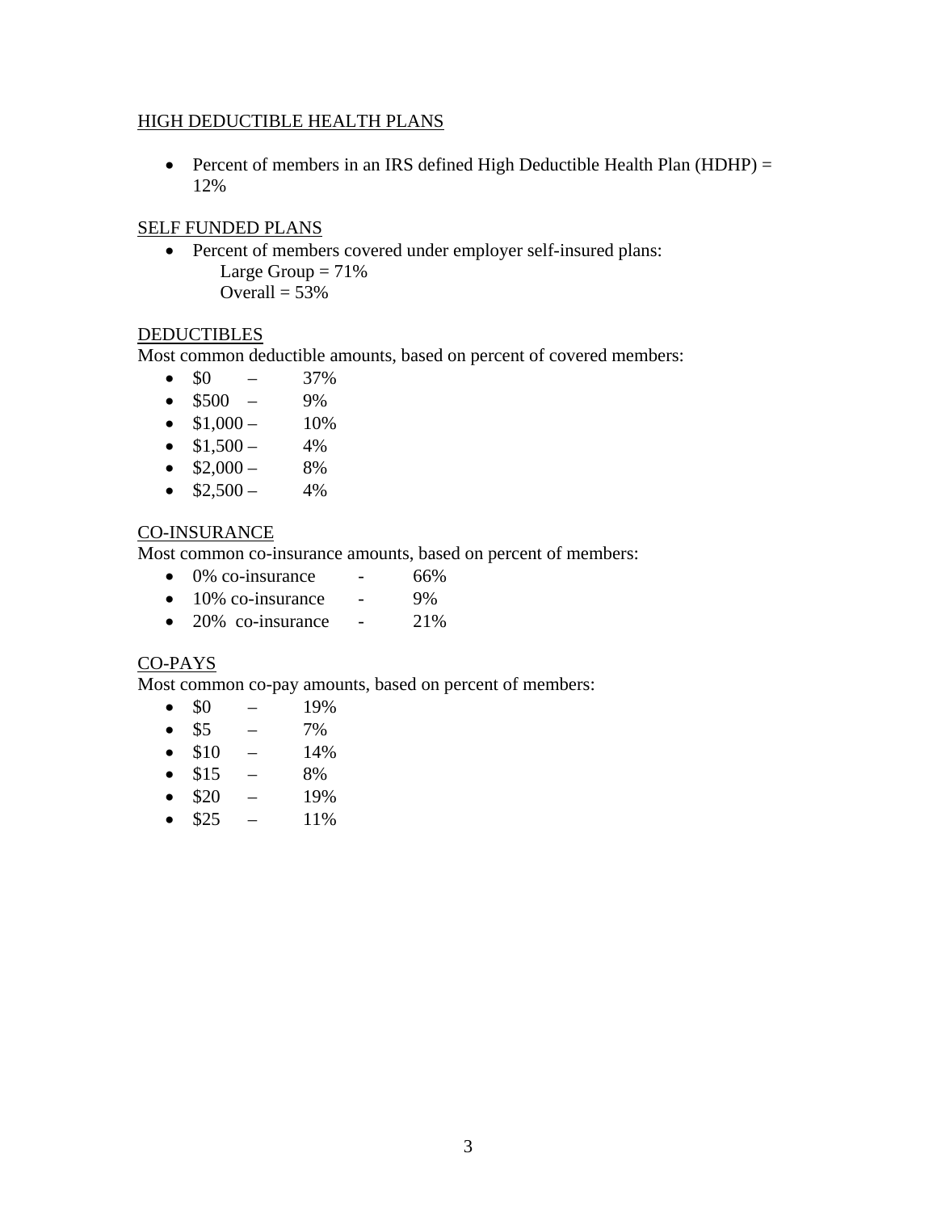## HIGH DEDUCTIBLE HEALTH PLANS

- Percent of members in an IRS defined High Deductible Health Plan (HDHP) = 12%

## SELF FUNDED PLANS

- Percent of members covered under employer self-insured plans:
  Large Group = 71%
  Overall = 53%

## DEDUCTIBLES

Most common deductible amounts, based on percent of covered members:

- $0 – 37%
- $500 – 9%
- $1,000 – 10%
- $1,500 – 4%
- $2,000 – 8%
- $2,500 – 4%

## CO-INSURANCE

Most common co-insurance amounts, based on percent of members:

- 0% co-insurance - 66%
- 10% co-insurance - 9%
- 20% co-insurance - 21%

## CO-PAYS

Most common co-pay amounts, based on percent of members:

- $0 – 19%
- $5 – 7%
- $10 – 14%
- $15 – 8%
- $20 – 19%
- $25 – 11%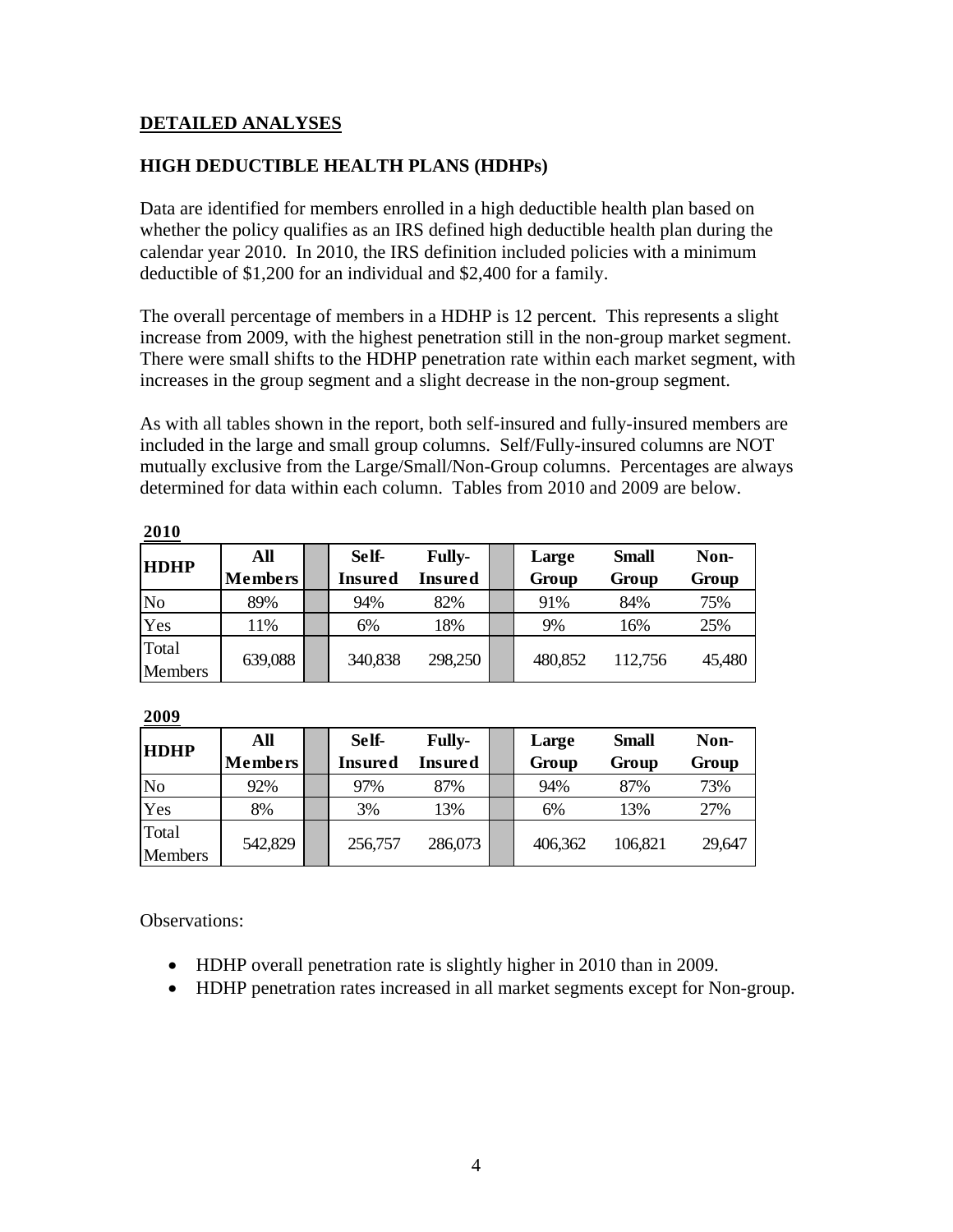## DETAILED ANALYSES

### HIGH DEDUCTIBLE HEALTH PLANS (HDHPs)

Data are identified for members enrolled in a high deductible health plan based on whether the policy qualifies as an IRS defined high deductible health plan during the calendar year 2010. In 2010, the IRS definition included policies with a minimum deductible of $1,200 for an individual and $2,400 for a family.

The overall percentage of members in a HDHP is 12 percent. This represents a slight increase from 2009, with the highest penetration still in the non-group market segment. There were small shifts to the HDHP penetration rate within each market segment, with increases in the group segment and a slight decrease in the non-group segment.

As with all tables shown in the report, both self-insured and fully-insured members are included in the large and small group columns. Self/Fully-insured columns are NOT mutually exclusive from the Large/Small/Non-Group columns. Percentages are always determined for data within each column. Tables from 2010 and 2009 are below.

**2010**

| HDHP | All Members | | Self-Insured | Fully-Insured | | Large Group | Small Group | Non-Group |
|---|---|---|---|---|---|---|---|---|
| No | 89% | | 94% | 82% | | 91% | 84% | 75% |
| Yes | 11% | | 6% | 18% | | 9% | 16% | 25% |
| Total Members | 639,088 | | 340,838 | 298,250 | | 480,852 | 112,756 | 45,480 |

**2009**

| HDHP | All Members | | Self-Insured | Fully-Insured | | Large Group | Small Group | Non-Group |
|---|---|---|---|---|---|---|---|---|
| No | 92% | | 97% | 87% | | 94% | 87% | 73% |
| Yes | 8% | | 3% | 13% | | 6% | 13% | 27% |
| Total Members | 542,829 | | 256,757 | 286,073 | | 406,362 | 106,821 | 29,647 |

Observations:

- HDHP overall penetration rate is slightly higher in 2010 than in 2009.
- HDHP penetration rates increased in all market segments except for Non-group.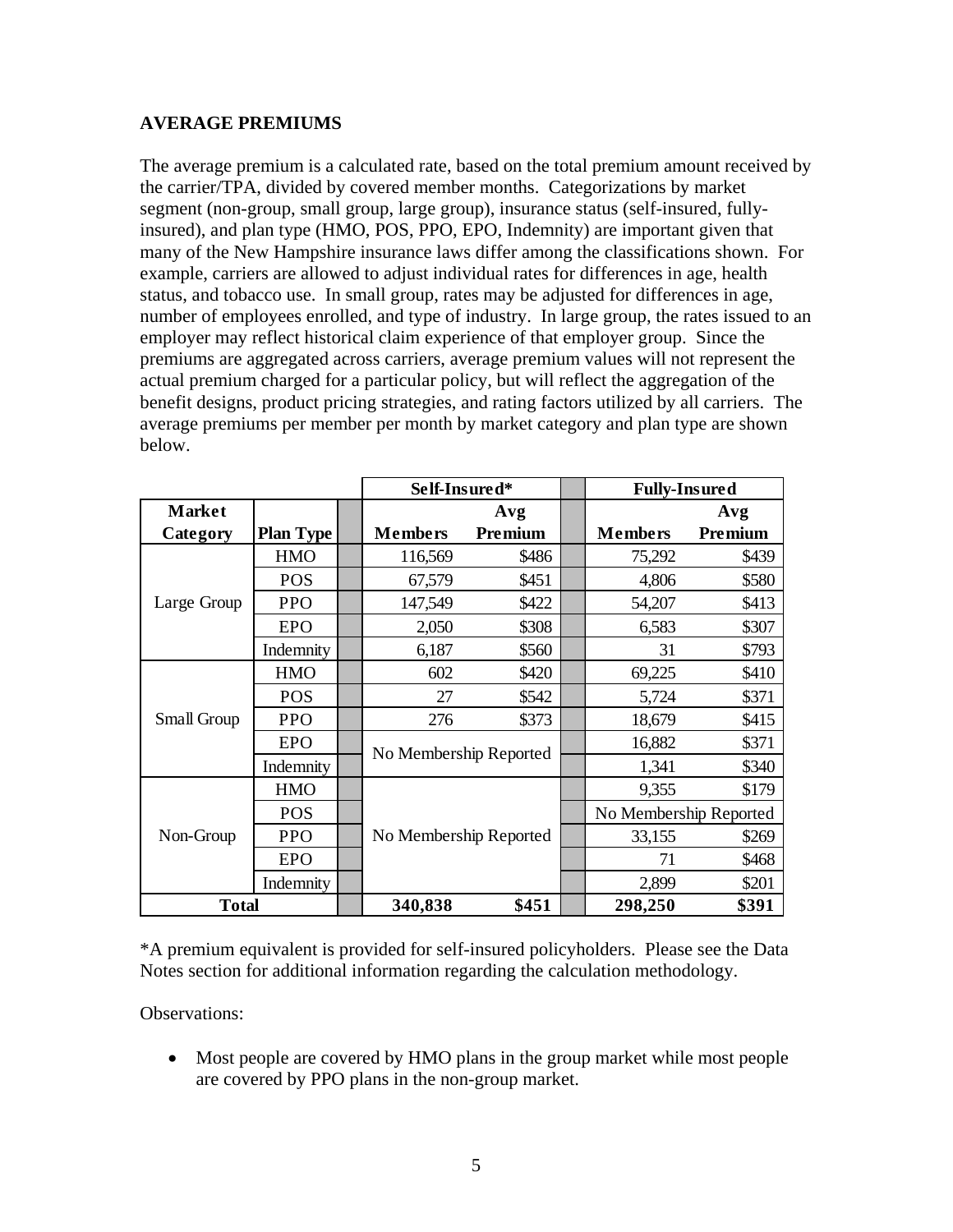**AVERAGE PREMIUMS**

The average premium is a calculated rate, based on the total premium amount received by the carrier/TPA, divided by covered member months. Categorizations by market segment (non-group, small group, large group), insurance status (self-insured, fully-insured), and plan type (HMO, POS, PPO, EPO, Indemnity) are important given that many of the New Hampshire insurance laws differ among the classifications shown. For example, carriers are allowed to adjust individual rates for differences in age, health status, and tobacco use. In small group, rates may be adjusted for differences in age, number of employees enrolled, and type of industry. In large group, the rates issued to an employer may reflect historical claim experience of that employer group. Since the premiums are aggregated across carriers, average premium values will not represent the actual premium charged for a particular policy, but will reflect the aggregation of the benefit designs, product pricing strategies, and rating factors utilized by all carriers. The average premiums per member per month by market category and plan type are shown below.

| | | Self-Insured* | | Fully-Insured | |
|---|---|---|---|---|---|
| **Market Category** | **Plan Type** | **Members** | **Avg Premium** | **Members** | **Avg Premium** |
| Large Group | HMO | 116,569 | $486 | 75,292 | $439 |
| | POS | 67,579 | $451 | 4,806 | $580 |
| | PPO | 147,549 | $422 | 54,207 | $413 |
| | EPO | 2,050 | $308 | 6,583 | $307 |
| | Indemnity | 6,187 | $560 | 31 | $793 |
| Small Group | HMO | 602 | $420 | 69,225 | $410 |
| | POS | 27 | $542 | 5,724 | $371 |
| | PPO | 276 | $373 | 18,679 | $415 |
| | EPO | No Membership Reported | | 16,882 | $371 |
| | Indemnity | | | 1,341 | $340 |
| Non-Group | HMO | No Membership Reported | | 9,355 | $179 |
| | POS | | | No Membership Reported | |
| | PPO | | | 33,155 | $269 |
| | EPO | | | 71 | $468 |
| | Indemnity | | | 2,899 | $201 |
| **Total** | | **340,838** | **$451** | **298,250** | **$391** |

*A premium equivalent is provided for self-insured policyholders. Please see the Data Notes section for additional information regarding the calculation methodology.

Observations:

- Most people are covered by HMO plans in the group market while most people are covered by PPO plans in the non-group market.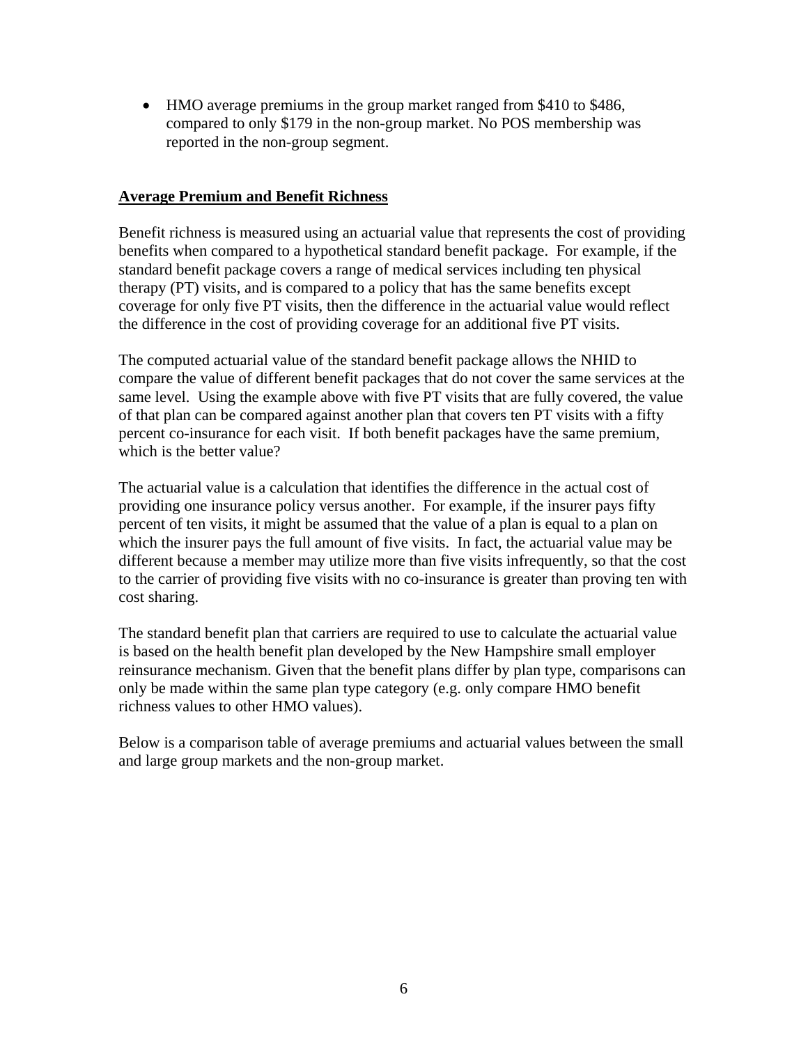- HMO average premiums in the group market ranged from $410 to $486, compared to only $179 in the non-group market. No POS membership was reported in the non-group segment.

## Average Premium and Benefit Richness

Benefit richness is measured using an actuarial value that represents the cost of providing benefits when compared to a hypothetical standard benefit package. For example, if the standard benefit package covers a range of medical services including ten physical therapy (PT) visits, and is compared to a policy that has the same benefits except coverage for only five PT visits, then the difference in the actuarial value would reflect the difference in the cost of providing coverage for an additional five PT visits.

The computed actuarial value of the standard benefit package allows the NHID to compare the value of different benefit packages that do not cover the same services at the same level. Using the example above with five PT visits that are fully covered, the value of that plan can be compared against another plan that covers ten PT visits with a fifty percent co-insurance for each visit. If both benefit packages have the same premium, which is the better value?

The actuarial value is a calculation that identifies the difference in the actual cost of providing one insurance policy versus another. For example, if the insurer pays fifty percent of ten visits, it might be assumed that the value of a plan is equal to a plan on which the insurer pays the full amount of five visits. In fact, the actuarial value may be different because a member may utilize more than five visits infrequently, so that the cost to the carrier of providing five visits with no co-insurance is greater than proving ten with cost sharing.

The standard benefit plan that carriers are required to use to calculate the actuarial value is based on the health benefit plan developed by the New Hampshire small employer reinsurance mechanism. Given that the benefit plans differ by plan type, comparisons can only be made within the same plan type category (e.g. only compare HMO benefit richness values to other HMO values).

Below is a comparison table of average premiums and actuarial values between the small and large group markets and the non-group market.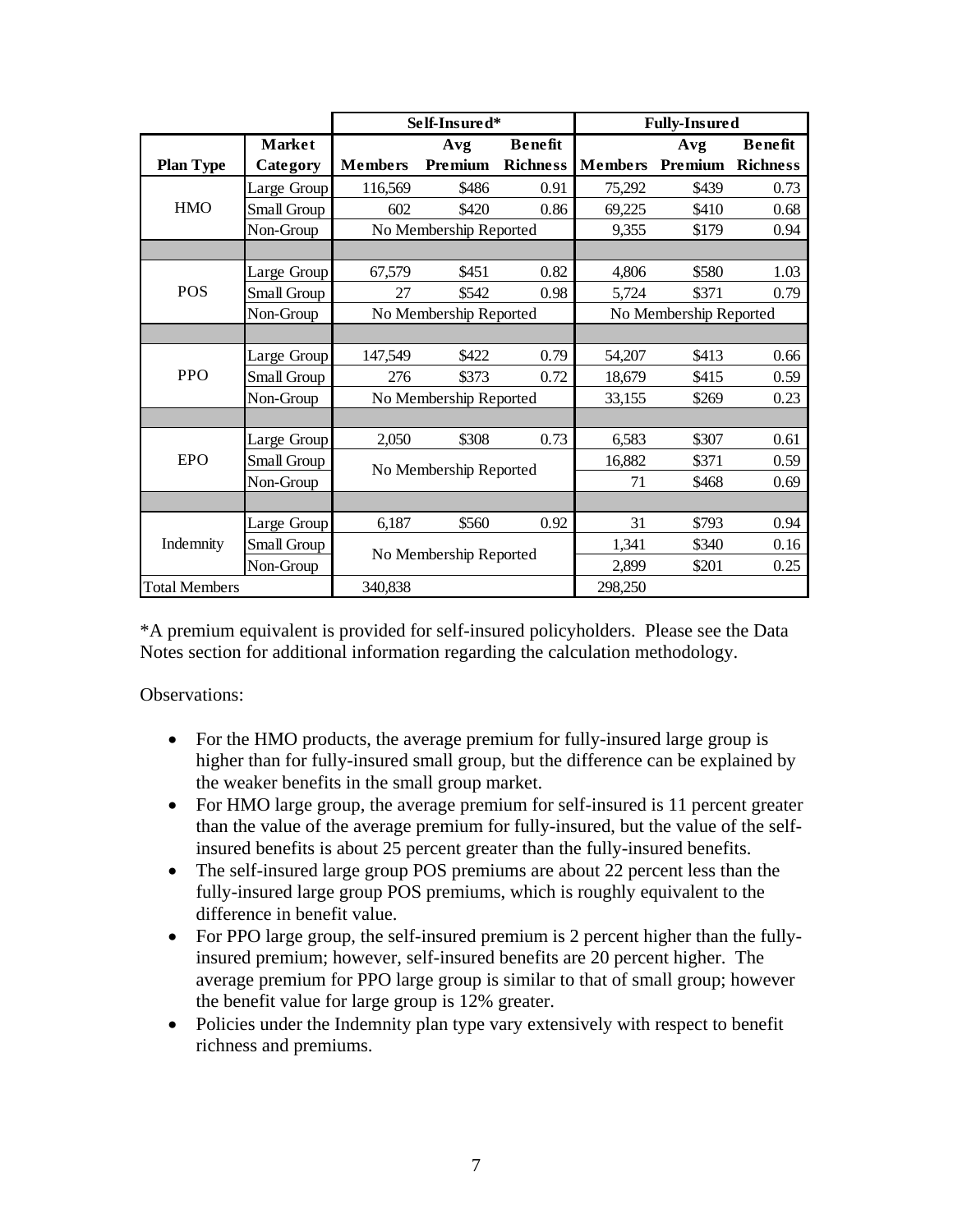| | | Self-Insured* | | | Fully-Insured | | |
|---|---|---|---|---|---|---|---|
| **Plan Type** | **Market Category** | **Members** | **Avg Premium** | **Benefit Richness** | **Members** | **Avg Premium** | **Benefit Richness** |
| HMO | Large Group | 116,569 | $486 | 0.91 | 75,292 | $439 | 0.73 |
| | Small Group | 602 | $420 | 0.86 | 69,225 | $410 | 0.68 |
| | Non-Group | No Membership Reported | | | 9,355 | $179 | 0.94 |
| | | | | | | | |
| POS | Large Group | 67,579 | $451 | 0.82 | 4,806 | $580 | 1.03 |
| | Small Group | 27 | $542 | 0.98 | 5,724 | $371 | 0.79 |
| | Non-Group | No Membership Reported | | | No Membership Reported | | |
| | | | | | | | |
| PPO | Large Group | 147,549 | $422 | 0.79 | 54,207 | $413 | 0.66 |
| | Small Group | 276 | $373 | 0.72 | 18,679 | $415 | 0.59 |
| | Non-Group | No Membership Reported | | | 33,155 | $269 | 0.23 |
| | | | | | | | |
| EPO | Large Group | 2,050 | $308 | 0.73 | 6,583 | $307 | 0.61 |
| | Small Group | No Membership Reported | | | 16,882 | $371 | 0.59 |
| | Non-Group | | | | 71 | $468 | 0.69 |
| | | | | | | | |
| Indemnity | Large Group | 6,187 | $560 | 0.92 | 31 | $793 | 0.94 |
| | Small Group | No Membership Reported | | | 1,341 | $340 | 0.16 |
| | Non-Group | | | | 2,899 | $201 | 0.25 |
| Total Members | | 340,838 | | | 298,250 | | |

*A premium equivalent is provided for self-insured policyholders. Please see the Data Notes section for additional information regarding the calculation methodology.

Observations:

- For the HMO products, the average premium for fully-insured large group is higher than for fully-insured small group, but the difference can be explained by the weaker benefits in the small group market.
- For HMO large group, the average premium for self-insured is 11 percent greater than the value of the average premium for fully-insured, but the value of the self-insured benefits is about 25 percent greater than the fully-insured benefits.
- The self-insured large group POS premiums are about 22 percent less than the fully-insured large group POS premiums, which is roughly equivalent to the difference in benefit value.
- For PPO large group, the self-insured premium is 2 percent higher than the fully-insured premium; however, self-insured benefits are 20 percent higher. The average premium for PPO large group is similar to that of small group; however the benefit value for large group is 12% greater.
- Policies under the Indemnity plan type vary extensively with respect to benefit richness and premiums.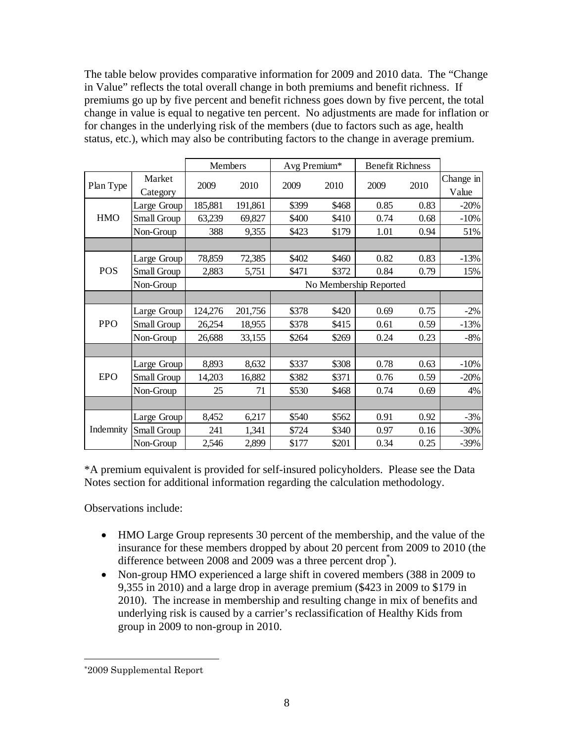The table below provides comparative information for 2009 and 2010 data. The "Change in Value" reflects the total overall change in both premiums and benefit richness. If premiums go up by five percent and benefit richness goes down by five percent, the total change in value is equal to negative ten percent. No adjustments are made for inflation or for changes in the underlying risk of the members (due to factors such as age, health status, etc.), which may also be contributing factors to the change in average premium.

| | | Members | | Avg Premium* | | Benefit Richness | | |
|---|---|---|---|---|---|---|---|---|
| Plan Type | Market Category | 2009 | 2010 | 2009 | 2010 | 2009 | 2010 | Change in Value |
| HMO | Large Group | 185,881 | 191,861 | $399 | $468 | 0.85 | 0.83 | -20% |
| | Small Group | 63,239 | 69,827 | $400 | $410 | 0.74 | 0.68 | -10% |
| | Non-Group | 388 | 9,355 | $423 | $179 | 1.01 | 0.94 | 51% |
| | | | | | | | | |
| POS | Large Group | 78,859 | 72,385 | $402 | $460 | 0.82 | 0.83 | -13% |
| | Small Group | 2,883 | 5,751 | $471 | $372 | 0.84 | 0.79 | 15% |
| | Non-Group | No Membership Reported | | | | | | |
| | | | | | | | | |
| PPO | Large Group | 124,276 | 201,756 | $378 | $420 | 0.69 | 0.75 | -2% |
| | Small Group | 26,254 | 18,955 | $378 | $415 | 0.61 | 0.59 | -13% |
| | Non-Group | 26,688 | 33,155 | $264 | $269 | 0.24 | 0.23 | -8% |
| | | | | | | | | |
| EPO | Large Group | 8,893 | 8,632 | $337 | $308 | 0.78 | 0.63 | -10% |
| | Small Group | 14,203 | 16,882 | $382 | $371 | 0.76 | 0.59 | -20% |
| | Non-Group | 25 | 71 | $530 | $468 | 0.74 | 0.69 | 4% |
| | | | | | | | | |
| Indemnity | Large Group | 8,452 | 6,217 | $540 | $562 | 0.91 | 0.92 | -3% |
| | Small Group | 241 | 1,341 | $724 | $340 | 0.97 | 0.16 | -30% |
| | Non-Group | 2,546 | 2,899 | $177 | $201 | 0.34 | 0.25 | -39% |

*A premium equivalent is provided for self-insured policyholders. Please see the Data Notes section for additional information regarding the calculation methodology.

Observations include:

- HMO Large Group represents 30 percent of the membership, and the value of the insurance for these members dropped by about 20 percent from 2009 to 2010 (the difference between 2008 and 2009 was a three percent drop[*]).
- Non-group HMO experienced a large shift in covered members (388 in 2009 to 9,355 in 2010) and a large drop in average premium ($423 in 2009 to $179 in 2010). The increase in membership and resulting change in mix of benefits and underlying risk is caused by a carrier's reclassification of Healthy Kids from group in 2009 to non-group in 2010.

[*] 2009 Supplemental Report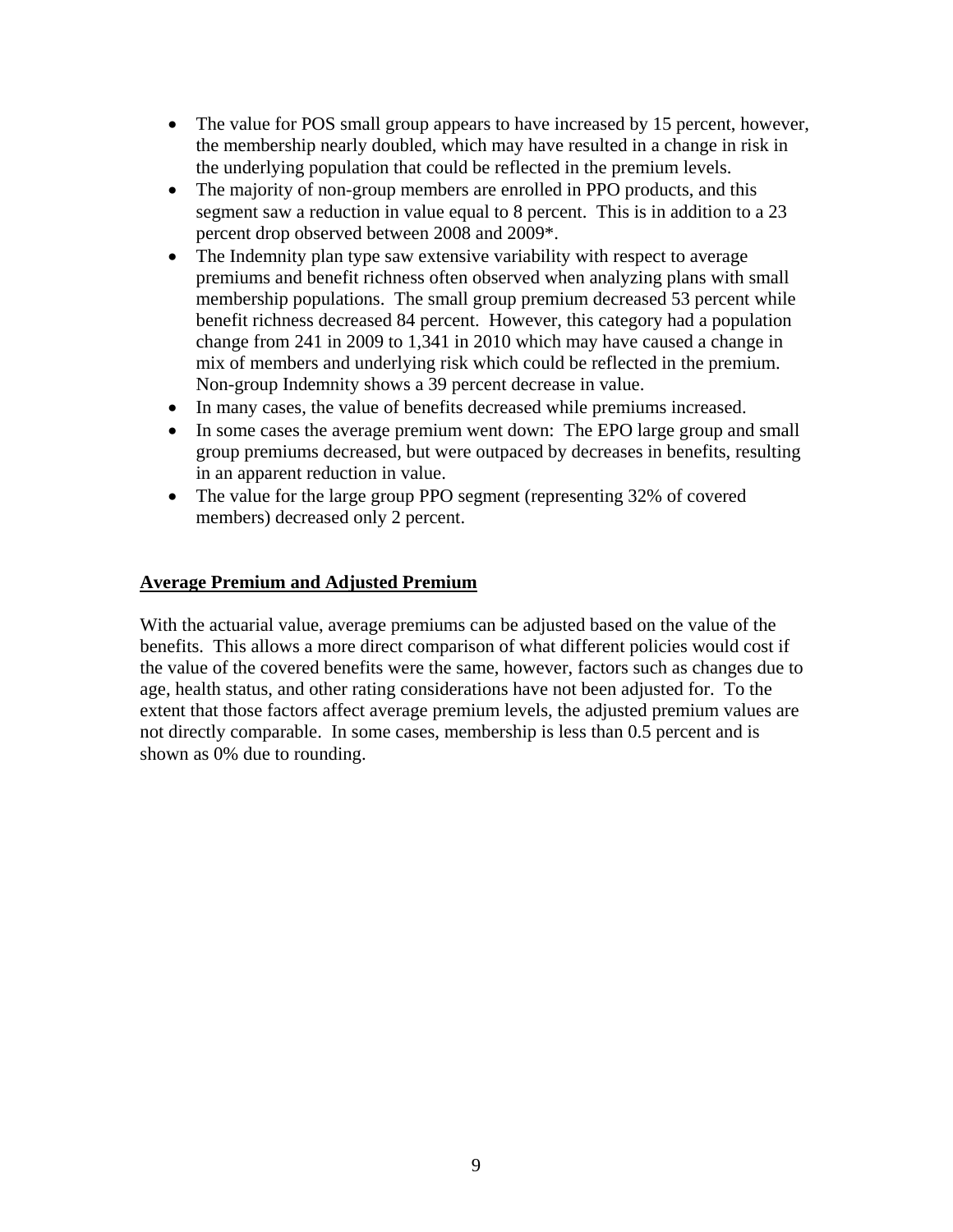- The value for POS small group appears to have increased by 15 percent, however, the membership nearly doubled, which may have resulted in a change in risk in the underlying population that could be reflected in the premium levels.
- The majority of non-group members are enrolled in PPO products, and this segment saw a reduction in value equal to 8 percent. This is in addition to a 23 percent drop observed between 2008 and 2009*.
- The Indemnity plan type saw extensive variability with respect to average premiums and benefit richness often observed when analyzing plans with small membership populations. The small group premium decreased 53 percent while benefit richness decreased 84 percent. However, this category had a population change from 241 in 2009 to 1,341 in 2010 which may have caused a change in mix of members and underlying risk which could be reflected in the premium. Non-group Indemnity shows a 39 percent decrease in value.
- In many cases, the value of benefits decreased while premiums increased.
- In some cases the average premium went down: The EPO large group and small group premiums decreased, but were outpaced by decreases in benefits, resulting in an apparent reduction in value.
- The value for the large group PPO segment (representing 32% of covered members) decreased only 2 percent.

## Average Premium and Adjusted Premium

With the actuarial value, average premiums can be adjusted based on the value of the benefits. This allows a more direct comparison of what different policies would cost if the value of the covered benefits were the same, however, factors such as changes due to age, health status, and other rating considerations have not been adjusted for. To the extent that those factors affect average premium levels, the adjusted premium values are not directly comparable. In some cases, membership is less than 0.5 percent and is shown as 0% due to rounding.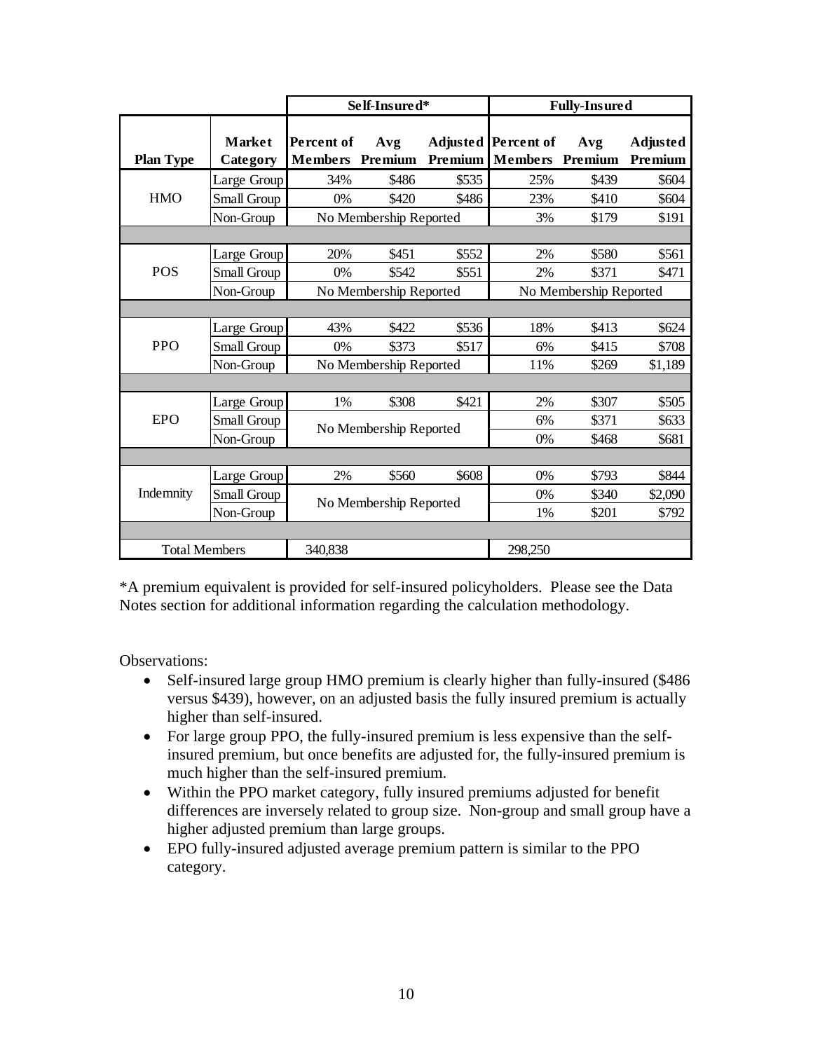| Plan Type | Market Category | Self-Insured* | | | Fully-Insured | | |
|---|---|---|---|---|---|---|---|
| | | Percent of Members | Avg Premium | Adjusted Premium | Percent of Members | Avg Premium | Adjusted Premium |
| HMO | Large Group | 34% | $486 | $535 | 25% | $439 | $604 |
| | Small Group | 0% | $420 | $486 | 23% | $410 | $604 |
| | Non-Group | No Membership Reported | | | 3% | $179 | $191 |
| POS | Large Group | 20% | $451 | $552 | 2% | $580 | $561 |
| | Small Group | 0% | $542 | $551 | 2% | $371 | $471 |
| | Non-Group | No Membership Reported | | | No Membership Reported | | |
| PPO | Large Group | 43% | $422 | $536 | 18% | $413 | $624 |
| | Small Group | 0% | $373 | $517 | 6% | $415 | $708 |
| | Non-Group | No Membership Reported | | | 11% | $269 | $1,189 |
| EPO | Large Group | 1% | $308 | $421 | 2% | $307 | $505 |
| | Small Group | No Membership Reported | | | 6% | $371 | $633 |
| | Non-Group | | | | 0% | $468 | $681 |
| Indemnity | Large Group | 2% | $560 | $608 | 0% | $793 | $844 |
| | Small Group | No Membership Reported | | | 0% | $340 | $2,090 |
| | Non-Group | | | | 1% | $201 | $792 |
| Total Members | | 340,838 | | | 298,250 | | |

*A premium equivalent is provided for self-insured policyholders. Please see the Data Notes section for additional information regarding the calculation methodology.

Observations:

- Self-insured large group HMO premium is clearly higher than fully-insured ($486 versus $439), however, on an adjusted basis the fully insured premium is actually higher than self-insured.
- For large group PPO, the fully-insured premium is less expensive than the self-insured premium, but once benefits are adjusted for, the fully-insured premium is much higher than the self-insured premium.
- Within the PPO market category, fully insured premiums adjusted for benefit differences are inversely related to group size. Non-group and small group have a higher adjusted premium than large groups.
- EPO fully-insured adjusted average premium pattern is similar to the PPO category.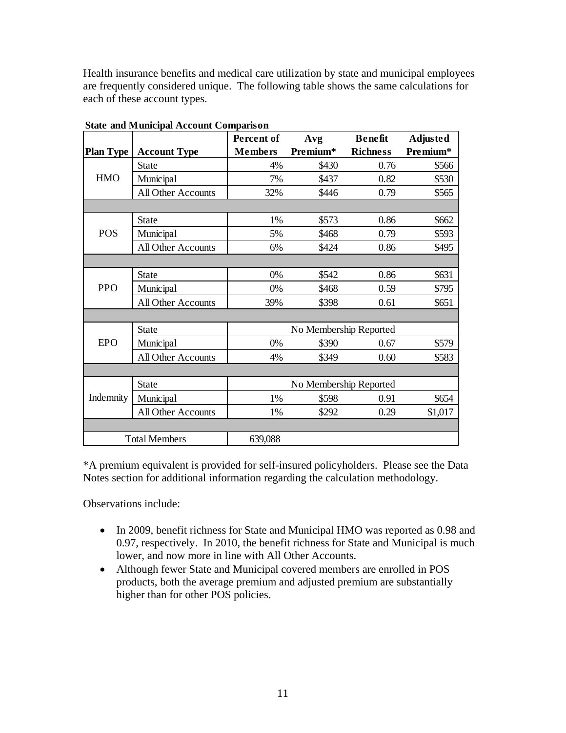Health insurance benefits and medical care utilization by state and municipal employees are frequently considered unique. The following table shows the same calculations for each of these account types.

**State and Municipal Account Comparison**

| Plan Type | Account Type | Percent of Members | Avg Premium* | Benefit Richness | Adjusted Premium* |
|---|---|---|---|---|---|
| HMO | State | 4% | $430 | 0.76 | $566 |
| | Municipal | 7% | $437 | 0.82 | $530 |
| | All Other Accounts | 32% | $446 | 0.79 | $565 |
| POS | State | 1% | $573 | 0.86 | $662 |
| | Municipal | 5% | $468 | 0.79 | $593 |
| | All Other Accounts | 6% | $424 | 0.86 | $495 |
| PPO | State | 0% | $542 | 0.86 | $631 |
| | Municipal | 0% | $468 | 0.59 | $795 |
| | All Other Accounts | 39% | $398 | 0.61 | $651 |
| EPO | State | No Membership Reported | | | |
| | Municipal | 0% | $390 | 0.67 | $579 |
| | All Other Accounts | 4% | $349 | 0.60 | $583 |
| Indemnity | State | No Membership Reported | | | |
| | Municipal | 1% | $598 | 0.91 | $654 |
| | All Other Accounts | 1% | $292 | 0.29 | $1,017 |
| Total Members | | 639,088 | | | |

*A premium equivalent is provided for self-insured policyholders. Please see the Data Notes section for additional information regarding the calculation methodology.

Observations include:

- In 2009, benefit richness for State and Municipal HMO was reported as 0.98 and 0.97, respectively. In 2010, the benefit richness for State and Municipal is much lower, and now more in line with All Other Accounts.
- Although fewer State and Municipal covered members are enrolled in POS products, both the average premium and adjusted premium are substantially higher than for other POS policies.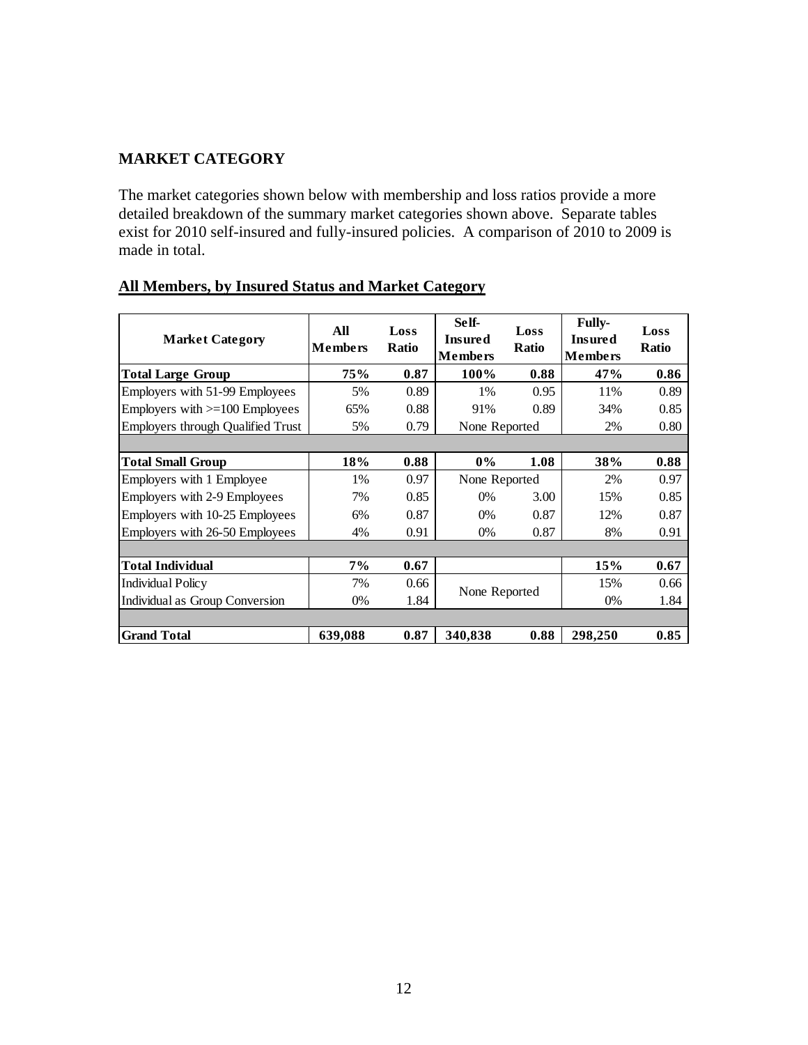## MARKET CATEGORY

The market categories shown below with membership and loss ratios provide a more detailed breakdown of the summary market categories shown above. Separate tables exist for 2010 self-insured and fully-insured policies. A comparison of 2010 to 2009 is made in total.

### All Members, by Insured Status and Market Category

| Market Category | All Members | Loss Ratio | Self-Insured Members | Loss Ratio | Fully-Insured Members | Loss Ratio |
|---|---|---|---|---|---|---|
| **Total Large Group** | **75%** | **0.87** | **100%** | **0.88** | **47%** | **0.86** |
| Employers with 51-99 Employees | 5% | 0.89 | 1% | 0.95 | 11% | 0.89 |
| Employers with >=100 Employees | 65% | 0.88 | 91% | 0.89 | 34% | 0.85 |
| Employers through Qualified Trust | 5% | 0.79 | None Reported | | 2% | 0.80 |
| | | | | | | |
| **Total Small Group** | **18%** | **0.88** | **0%** | **1.08** | **38%** | **0.88** |
| Employers with 1 Employee | 1% | 0.97 | None Reported | | 2% | 0.97 |
| Employers with 2-9 Employees | 7% | 0.85 | 0% | 3.00 | 15% | 0.85 |
| Employers with 10-25 Employees | 6% | 0.87 | 0% | 0.87 | 12% | 0.87 |
| Employers with 26-50 Employees | 4% | 0.91 | 0% | 0.87 | 8% | 0.91 |
| | | | | | | |
| **Total Individual** | **7%** | **0.67** | | | **15%** | **0.67** |
| Individual Policy | 7% | 0.66 | None Reported | | 15% | 0.66 |
| Individual as Group Conversion | 0% | 1.84 | | | 0% | 1.84 |
| | | | | | | |
| **Grand Total** | **639,088** | **0.87** | **340,838** | **0.88** | **298,250** | **0.85** |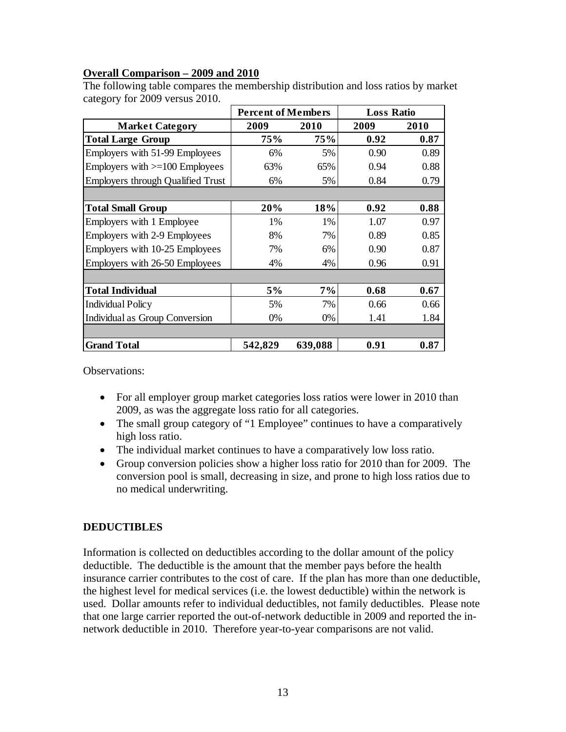**Overall Comparison – 2009 and 2010**

The following table compares the membership distribution and loss ratios by market category for 2009 versus 2010.

| | Percent of Members | | Loss Ratio | |
|---|---|---|---|---|
| **Market Category** | **2009** | **2010** | **2009** | **2010** |
| **Total Large Group** | **75%** | **75%** | **0.92** | **0.87** |
| Employers with 51-99 Employees | 6% | 5% | 0.90 | 0.89 |
| Employers with >=100 Employees | 63% | 65% | 0.94 | 0.88 |
| Employers through Qualified Trust | 6% | 5% | 0.84 | 0.79 |
| | | | | |
| **Total Small Group** | **20%** | **18%** | **0.92** | **0.88** |
| Employers with 1 Employee | 1% | 1% | 1.07 | 0.97 |
| Employers with 2-9 Employees | 8% | 7% | 0.89 | 0.85 |
| Employers with 10-25 Employees | 7% | 6% | 0.90 | 0.87 |
| Employers with 26-50 Employees | 4% | 4% | 0.96 | 0.91 |
| | | | | |
| **Total Individual** | **5%** | **7%** | **0.68** | **0.67** |
| Individual Policy | 5% | 7% | 0.66 | 0.66 |
| Individual as Group Conversion | 0% | 0% | 1.41 | 1.84 |
| | | | | |
| **Grand Total** | **542,829** | **639,088** | **0.91** | **0.87** |

Observations:

- For all employer group market categories loss ratios were lower in 2010 than 2009, as was the aggregate loss ratio for all categories.
- The small group category of "1 Employee" continues to have a comparatively high loss ratio.
- The individual market continues to have a comparatively low loss ratio.
- Group conversion policies show a higher loss ratio for 2010 than for 2009. The conversion pool is small, decreasing in size, and prone to high loss ratios due to no medical underwriting.

## DEDUCTIBLES

Information is collected on deductibles according to the dollar amount of the policy deductible. The deductible is the amount that the member pays before the health insurance carrier contributes to the cost of care. If the plan has more than one deductible, the highest level for medical services (i.e. the lowest deductible) within the network is used. Dollar amounts refer to individual deductibles, not family deductibles. Please note that one large carrier reported the out-of-network deductible in 2009 and reported the in-network deductible in 2010. Therefore year-to-year comparisons are not valid.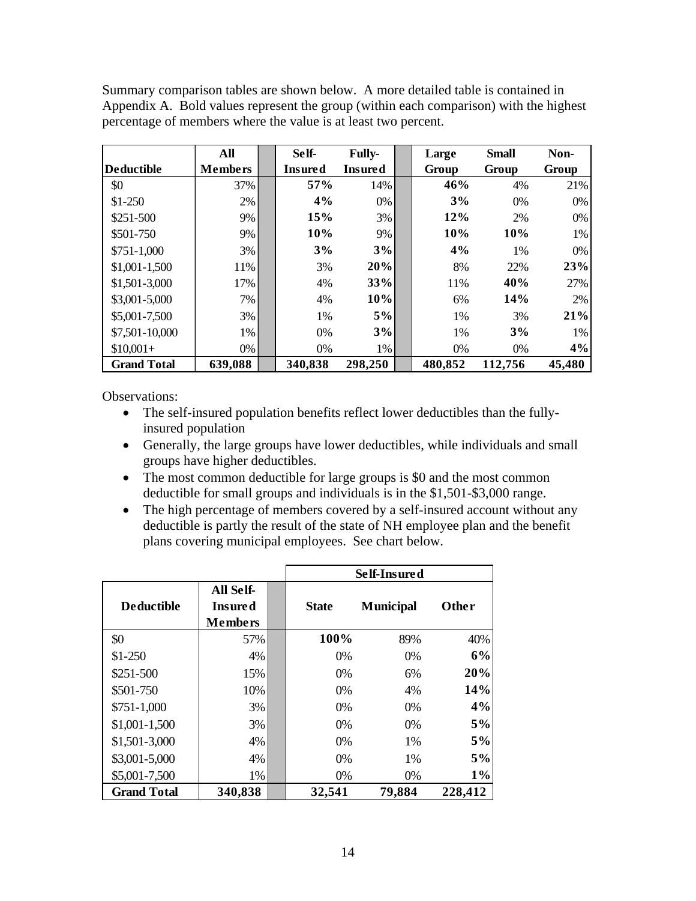Summary comparison tables are shown below. A more detailed table is contained in Appendix A. Bold values represent the group (within each comparison) with the highest percentage of members where the value is at least two percent.

| Deductible | All Members | | Self-Insured | Fully-Insured | | Large Group | Small Group | Non-Group |
|---|---|---|---|---|---|---|---|---|
| $0 | 37% | | **57%** | 14% | | **46%** | 4% | 21% |
| $1-250 | 2% | | **4%** | 0% | | **3%** | 0% | 0% |
| $251-500 | 9% | | **15%** | 3% | | **12%** | 2% | 0% |
| $501-750 | 9% | | **10%** | 9% | | **10%** | **10%** | 1% |
| $751-1,000 | 3% | | **3%** | **3%** | | **4%** | 1% | 0% |
| $1,001-1,500 | 11% | | 3% | **20%** | | 8% | 22% | **23%** |
| $1,501-3,000 | 17% | | 4% | **33%** | | 11% | **40%** | 27% |
| $3,001-5,000 | 7% | | 4% | **10%** | | 6% | **14%** | 2% |
| $5,001-7,500 | 3% | | 1% | **5%** | | 1% | 3% | **21%** |
| $7,501-10,000 | 1% | | 0% | **3%** | | 1% | **3%** | 1% |
| $10,001+ | 0% | | 0% | 1% | | 0% | 0% | **4%** |
| **Grand Total** | **639,088** | | **340,838** | **298,250** | | **480,852** | **112,756** | **45,480** |

Observations:

- The self-insured population benefits reflect lower deductibles than the fully-insured population
- Generally, the large groups have lower deductibles, while individuals and small groups have higher deductibles.
- The most common deductible for large groups is $0 and the most common deductible for small groups and individuals is in the $1,501-$3,000 range.
- The high percentage of members covered by a self-insured account without any deductible is partly the result of the state of NH employee plan and the benefit plans covering municipal employees. See chart below.

| | | | Self-Insured | | |
|---|---|---|---|---|---|
| **Deductible** | **All Self-Insured Members** | | **State** | **Municipal** | **Other** |
| $0 | 57% | | **100%** | 89% | 40% |
| $1-250 | 4% | | 0% | 0% | **6%** |
| $251-500 | 15% | | 0% | 6% | **20%** |
| $501-750 | 10% | | 0% | 4% | **14%** |
| $751-1,000 | 3% | | 0% | 0% | **4%** |
| $1,001-1,500 | 3% | | 0% | 0% | **5%** |
| $1,501-3,000 | 4% | | 0% | 1% | **5%** |
| $3,001-5,000 | 4% | | 0% | 1% | **5%** |
| $5,001-7,500 | 1% | | 0% | 0% | **1%** |
| **Grand Total** | **340,838** | | **32,541** | **79,884** | **228,412** |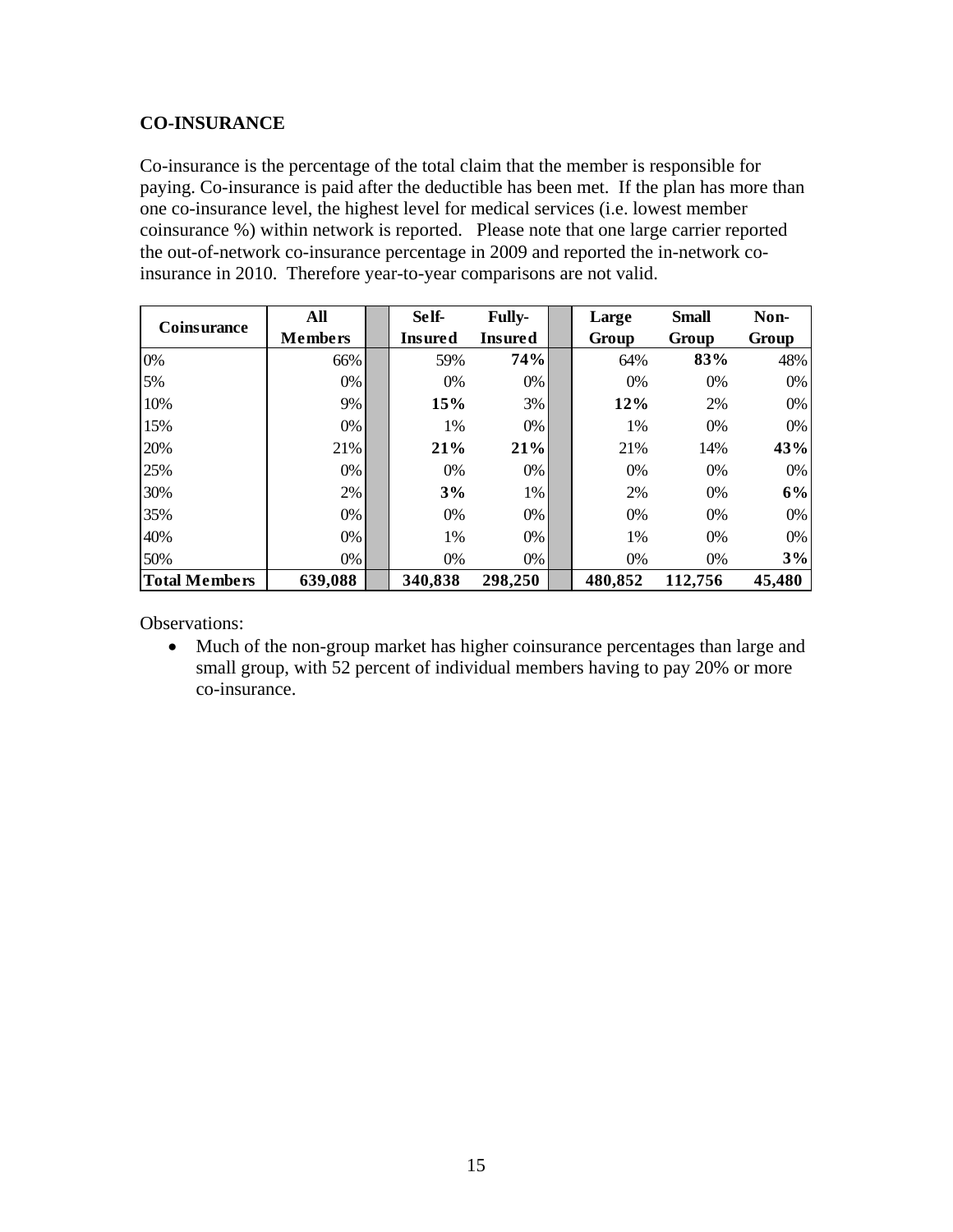## CO-INSURANCE

Co-insurance is the percentage of the total claim that the member is responsible for paying. Co-insurance is paid after the deductible has been met. If the plan has more than one co-insurance level, the highest level for medical services (i.e. lowest member coinsurance %) within network is reported. Please note that one large carrier reported the out-of-network co-insurance percentage in 2009 and reported the in-network co-insurance in 2010. Therefore year-to-year comparisons are not valid.

| Coinsurance | All Members | | Self-Insured | Fully-Insured | | Large Group | Small Group | Non-Group |
|---|---|---|---|---|---|---|---|---|
| 0% | 66% | | 59% | **74%** | | 64% | **83%** | 48% |
| 5% | 0% | | 0% | 0% | | 0% | 0% | 0% |
| 10% | 9% | | **15%** | 3% | | **12%** | 2% | 0% |
| 15% | 0% | | 1% | 0% | | 1% | 0% | 0% |
| 20% | 21% | | **21%** | **21%** | | 21% | 14% | **43%** |
| 25% | 0% | | 0% | 0% | | 0% | 0% | 0% |
| 30% | 2% | | **3%** | 1% | | 2% | 0% | **6%** |
| 35% | 0% | | 0% | 0% | | 0% | 0% | 0% |
| 40% | 0% | | 1% | 0% | | 1% | 0% | 0% |
| 50% | 0% | | 0% | 0% | | 0% | 0% | **3%** |
| **Total Members** | **639,088** | | **340,838** | **298,250** | | **480,852** | **112,756** | **45,480** |

Observations:

- Much of the non-group market has higher coinsurance percentages than large and small group, with 52 percent of individual members having to pay 20% or more co-insurance.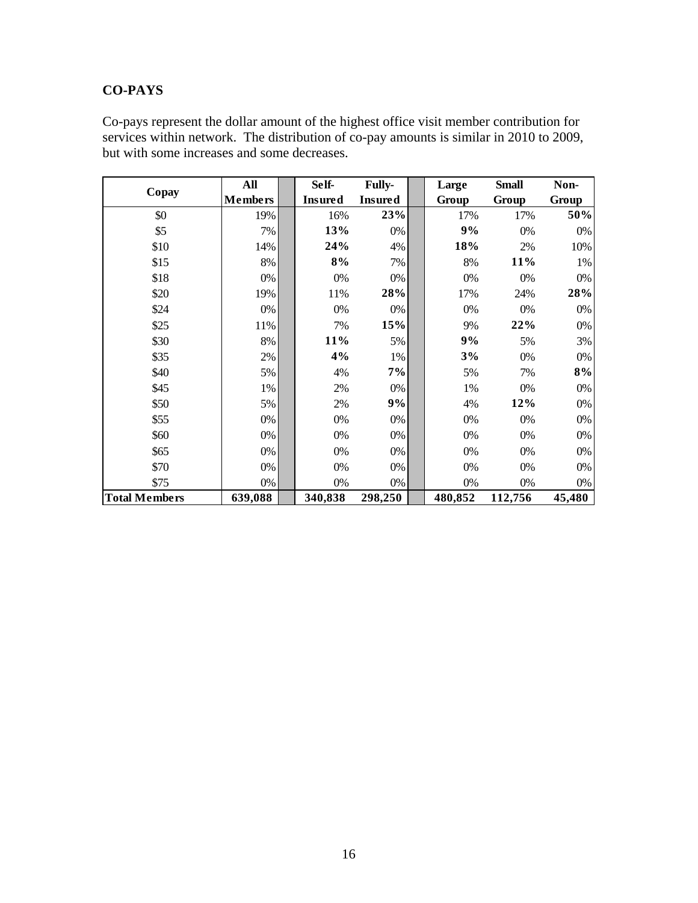## CO-PAYS

Co-pays represent the dollar amount of the highest office visit member contribution for services within network. The distribution of co-pay amounts is similar in 2010 to 2009, but with some increases and some decreases.

| Copay | All Members | Self-Insured | Fully-Insured | Large Group | Small Group | Non-Group |
|---|---|---|---|---|---|---|
| $0 | 19% | 16% | **23%** | 17% | 17% | **50%** |
| $5 | 7% | **13%** | 0% | **9%** | 0% | 0% |
| $10 | 14% | **24%** | 4% | **18%** | 2% | 10% |
| $15 | 8% | **8%** | 7% | 8% | **11%** | 1% |
| $18 | 0% | 0% | 0% | 0% | 0% | 0% |
| $20 | 19% | 11% | **28%** | 17% | 24% | **28%** |
| $24 | 0% | 0% | 0% | 0% | 0% | 0% |
| $25 | 11% | 7% | **15%** | 9% | **22%** | 0% |
| $30 | 8% | **11%** | 5% | **9%** | 5% | 3% |
| $35 | 2% | **4%** | 1% | **3%** | 0% | 0% |
| $40 | 5% | 4% | **7%** | 5% | 7% | **8%** |
| $45 | 1% | 2% | 0% | 1% | 0% | 0% |
| $50 | 5% | 2% | **9%** | 4% | **12%** | 0% |
| $55 | 0% | 0% | 0% | 0% | 0% | 0% |
| $60 | 0% | 0% | 0% | 0% | 0% | 0% |
| $65 | 0% | 0% | 0% | 0% | 0% | 0% |
| $70 | 0% | 0% | 0% | 0% | 0% | 0% |
| $75 | 0% | 0% | 0% | 0% | 0% | 0% |
| **Total Members** | **639,088** | **340,838** | **298,250** | **480,852** | **112,756** | **45,480** |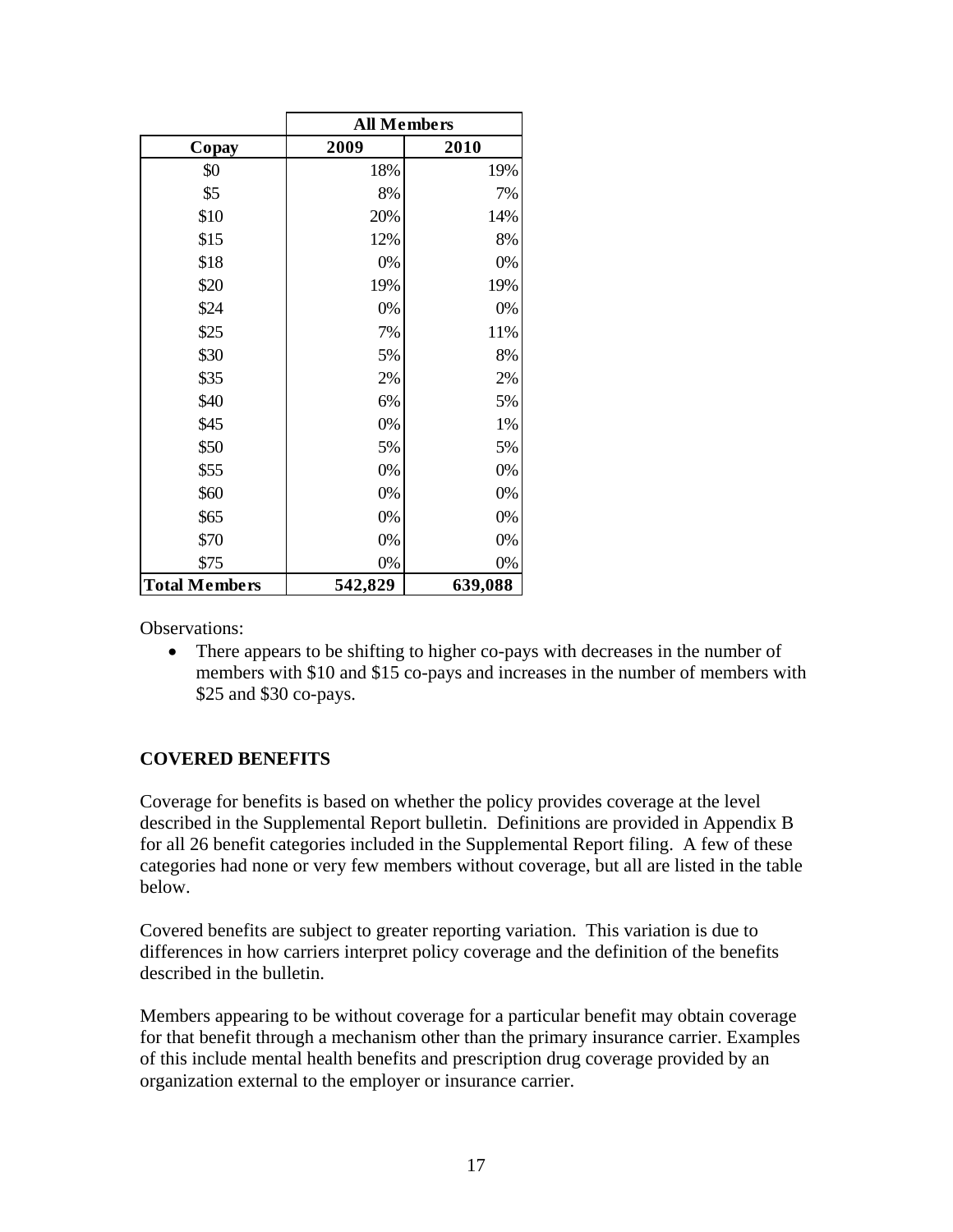| | All Members | |
|---|---|---|
| **Copay** | **2009** | **2010** |
| $0 | 18% | 19% |
| $5 | 8% | 7% |
| $10 | 20% | 14% |
| $15 | 12% | 8% |
| $18 | 0% | 0% |
| $20 | 19% | 19% |
| $24 | 0% | 0% |
| $25 | 7% | 11% |
| $30 | 5% | 8% |
| $35 | 2% | 2% |
| $40 | 6% | 5% |
| $45 | 0% | 1% |
| $50 | 5% | 5% |
| $55 | 0% | 0% |
| $60 | 0% | 0% |
| $65 | 0% | 0% |
| $70 | 0% | 0% |
| $75 | 0% | 0% |
| **Total Members** | **542,829** | **639,088** |

Observations:

- There appears to be shifting to higher co-pays with decreases in the number of members with $10 and $15 co-pays and increases in the number of members with $25 and $30 co-pays.

## COVERED BENEFITS

Coverage for benefits is based on whether the policy provides coverage at the level described in the Supplemental Report bulletin. Definitions are provided in Appendix B for all 26 benefit categories included in the Supplemental Report filing. A few of these categories had none or very few members without coverage, but all are listed in the table below.

Covered benefits are subject to greater reporting variation. This variation is due to differences in how carriers interpret policy coverage and the definition of the benefits described in the bulletin.

Members appearing to be without coverage for a particular benefit may obtain coverage for that benefit through a mechanism other than the primary insurance carrier. Examples of this include mental health benefits and prescription drug coverage provided by an organization external to the employer or insurance carrier.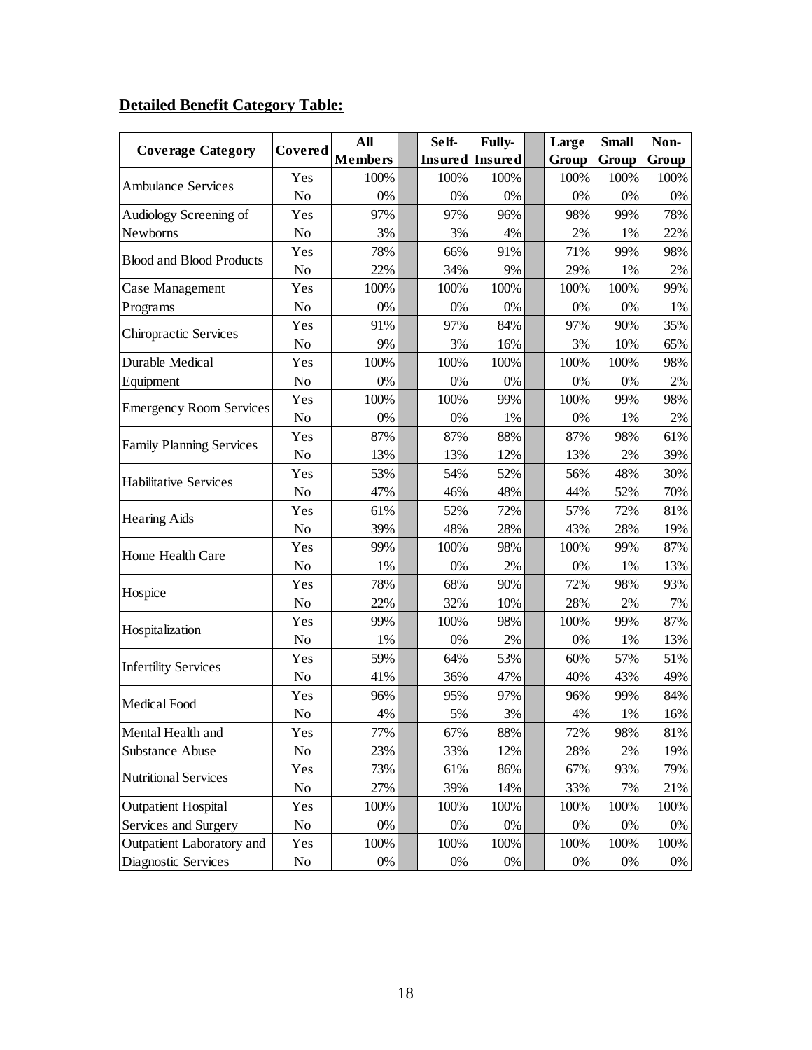**Detailed Benefit Category Table:**

| Coverage Category | Covered | All Members | Self-Insured | Fully-Insured | Large Group | Small Group | Non-Group |
|---|---|---|---|---|---|---|---|
| Ambulance Services | Yes | 100% | 100% | 100% | 100% | 100% | 100% |
| | No | 0% | 0% | 0% | 0% | 0% | 0% |
| Audiology Screening of Newborns | Yes | 97% | 97% | 96% | 98% | 99% | 78% |
| | No | 3% | 3% | 4% | 2% | 1% | 22% |
| Blood and Blood Products | Yes | 78% | 66% | 91% | 71% | 99% | 98% |
| | No | 22% | 34% | 9% | 29% | 1% | 2% |
| Case Management Programs | Yes | 100% | 100% | 100% | 100% | 100% | 99% |
| | No | 0% | 0% | 0% | 0% | 0% | 1% |
| Chiropractic Services | Yes | 91% | 97% | 84% | 97% | 90% | 35% |
| | No | 9% | 3% | 16% | 3% | 10% | 65% |
| Durable Medical Equipment | Yes | 100% | 100% | 100% | 100% | 100% | 98% |
| | No | 0% | 0% | 0% | 0% | 0% | 2% |
| Emergency Room Services | Yes | 100% | 100% | 99% | 100% | 99% | 98% |
| | No | 0% | 0% | 1% | 0% | 1% | 2% |
| Family Planning Services | Yes | 87% | 87% | 88% | 87% | 98% | 61% |
| | No | 13% | 13% | 12% | 13% | 2% | 39% |
| Habilitative Services | Yes | 53% | 54% | 52% | 56% | 48% | 30% |
| | No | 47% | 46% | 48% | 44% | 52% | 70% |
| Hearing Aids | Yes | 61% | 52% | 72% | 57% | 72% | 81% |
| | No | 39% | 48% | 28% | 43% | 28% | 19% |
| Home Health Care | Yes | 99% | 100% | 98% | 100% | 99% | 87% |
| | No | 1% | 0% | 2% | 0% | 1% | 13% |
| Hospice | Yes | 78% | 68% | 90% | 72% | 98% | 93% |
| | No | 22% | 32% | 10% | 28% | 2% | 7% |
| Hospitalization | Yes | 99% | 100% | 98% | 100% | 99% | 87% |
| | No | 1% | 0% | 2% | 0% | 1% | 13% |
| Infertility Services | Yes | 59% | 64% | 53% | 60% | 57% | 51% |
| | No | 41% | 36% | 47% | 40% | 43% | 49% |
| Medical Food | Yes | 96% | 95% | 97% | 96% | 99% | 84% |
| | No | 4% | 5% | 3% | 4% | 1% | 16% |
| Mental Health and Substance Abuse | Yes | 77% | 67% | 88% | 72% | 98% | 81% |
| | No | 23% | 33% | 12% | 28% | 2% | 19% |
| Nutritional Services | Yes | 73% | 61% | 86% | 67% | 93% | 79% |
| | No | 27% | 39% | 14% | 33% | 7% | 21% |
| Outpatient Hospital Services and Surgery | Yes | 100% | 100% | 100% | 100% | 100% | 100% |
| | No | 0% | 0% | 0% | 0% | 0% | 0% |
| Outpatient Laboratory and Diagnostic Services | Yes | 100% | 100% | 100% | 100% | 100% | 100% |
| | No | 0% | 0% | 0% | 0% | 0% | 0% |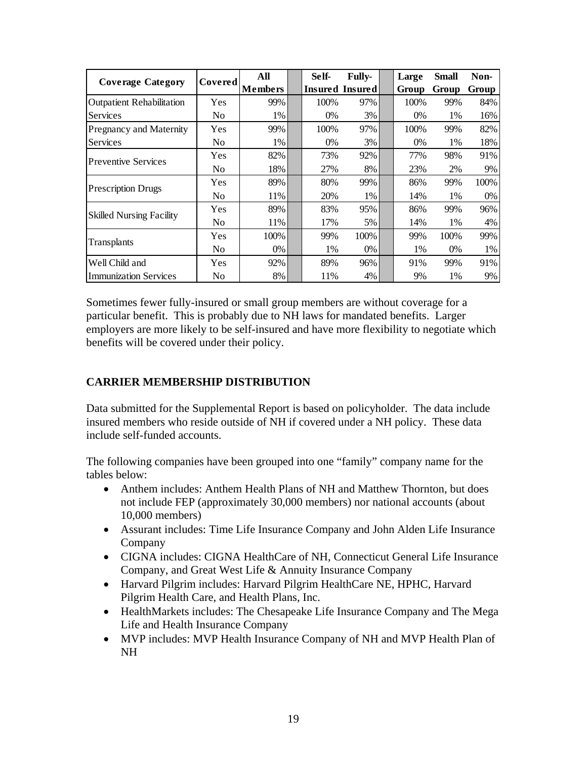| Coverage Category | Covered | All Members | Self-Insured | Fully-Insured | Large Group | Small Group | Non-Group |
|---|---|---|---|---|---|---|---|
| Outpatient Rehabilitation Services | Yes | 99% | 100% | 97% | 100% | 99% | 84% |
| | No | 1% | 0% | 3% | 0% | 1% | 16% |
| Pregnancy and Maternity Services | Yes | 99% | 100% | 97% | 100% | 99% | 82% |
| | No | 1% | 0% | 3% | 0% | 1% | 18% |
| Preventive Services | Yes | 82% | 73% | 92% | 77% | 98% | 91% |
| | No | 18% | 27% | 8% | 23% | 2% | 9% |
| Prescription Drugs | Yes | 89% | 80% | 99% | 86% | 99% | 100% |
| | No | 11% | 20% | 1% | 14% | 1% | 0% |
| Skilled Nursing Facility | Yes | 89% | 83% | 95% | 86% | 99% | 96% |
| | No | 11% | 17% | 5% | 14% | 1% | 4% |
| Transplants | Yes | 100% | 99% | 100% | 99% | 100% | 99% |
| | No | 0% | 1% | 0% | 1% | 0% | 1% |
| Well Child and Immunization Services | Yes | 92% | 89% | 96% | 91% | 99% | 91% |
| | No | 8% | 11% | 4% | 9% | 1% | 9% |

Sometimes fewer fully-insured or small group members are without coverage for a particular benefit. This is probably due to NH laws for mandated benefits. Larger employers are more likely to be self-insured and have more flexibility to negotiate which benefits will be covered under their policy.

## CARRIER MEMBERSHIP DISTRIBUTION

Data submitted for the Supplemental Report is based on policyholder. The data include insured members who reside outside of NH if covered under a NH policy. These data include self-funded accounts.

The following companies have been grouped into one "family" company name for the tables below:

- Anthem includes: Anthem Health Plans of NH and Matthew Thornton, but does not include FEP (approximately 30,000 members) nor national accounts (about 10,000 members)
- Assurant includes: Time Life Insurance Company and John Alden Life Insurance Company
- CIGNA includes: CIGNA HealthCare of NH, Connecticut General Life Insurance Company, and Great West Life & Annuity Insurance Company
- Harvard Pilgrim includes: Harvard Pilgrim HealthCare NE, HPHC, Harvard Pilgrim Health Care, and Health Plans, Inc.
- HealthMarkets includes: The Chesapeake Life Insurance Company and The Mega Life and Health Insurance Company
- MVP includes: MVP Health Insurance Company of NH and MVP Health Plan of NH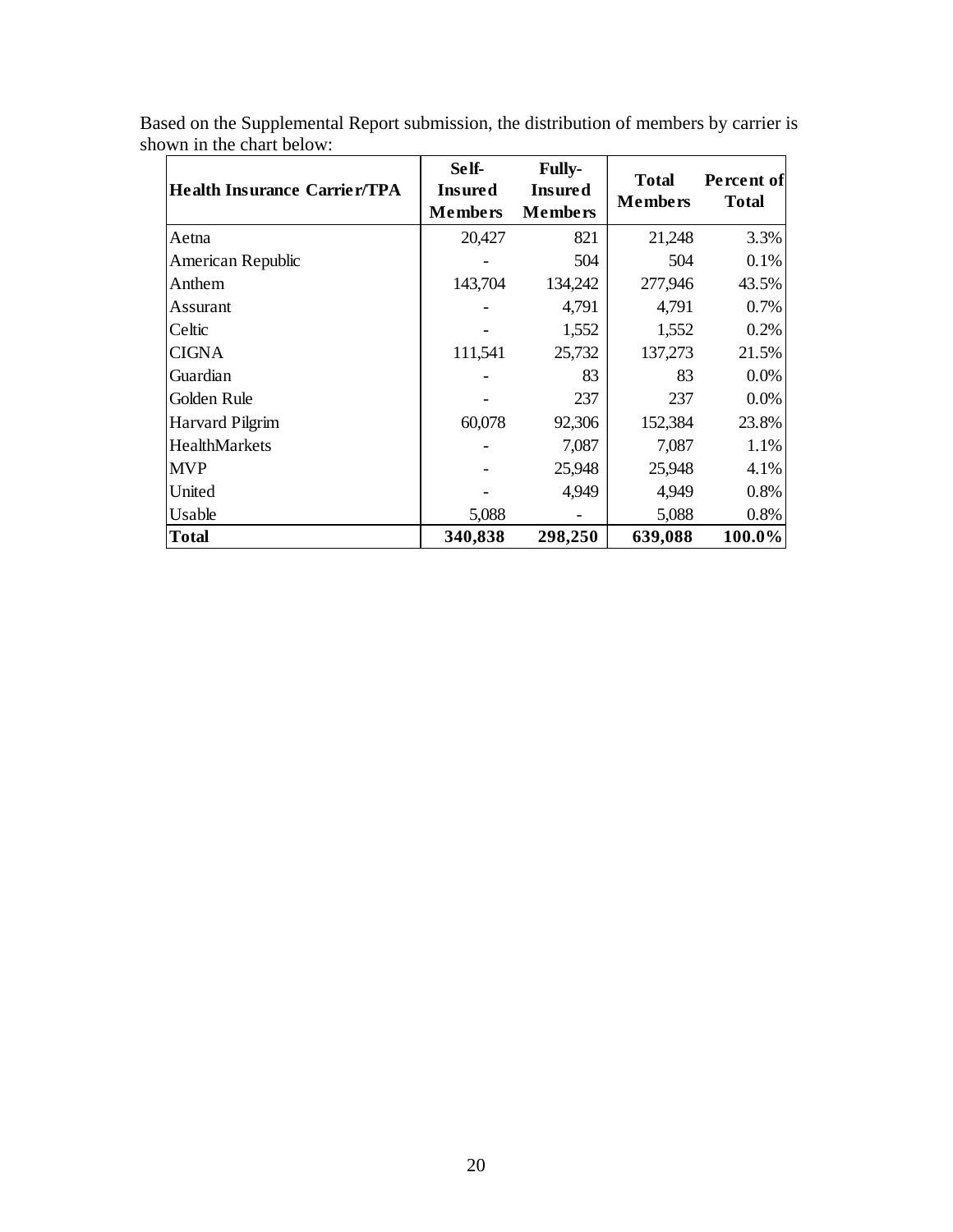Based on the Supplemental Report submission, the distribution of members by carrier is shown in the chart below:

| Health Insurance Carrier/TPA | Self-Insured Members | Fully-Insured Members | Total Members | Percent of Total |
|---|---|---|---|---|
| Aetna | 20,427 | 821 | 21,248 | 3.3% |
| American Republic | - | 504 | 504 | 0.1% |
| Anthem | 143,704 | 134,242 | 277,946 | 43.5% |
| Assurant | - | 4,791 | 4,791 | 0.7% |
| Celtic | - | 1,552 | 1,552 | 0.2% |
| CIGNA | 111,541 | 25,732 | 137,273 | 21.5% |
| Guardian | - | 83 | 83 | 0.0% |
| Golden Rule | - | 237 | 237 | 0.0% |
| Harvard Pilgrim | 60,078 | 92,306 | 152,384 | 23.8% |
| HealthMarkets | - | 7,087 | 7,087 | 1.1% |
| MVP | - | 25,948 | 25,948 | 4.1% |
| United | - | 4,949 | 4,949 | 0.8% |
| Usable | 5,088 | - | 5,088 | 0.8% |
| **Total** | **340,838** | **298,250** | **639,088** | **100.0%** |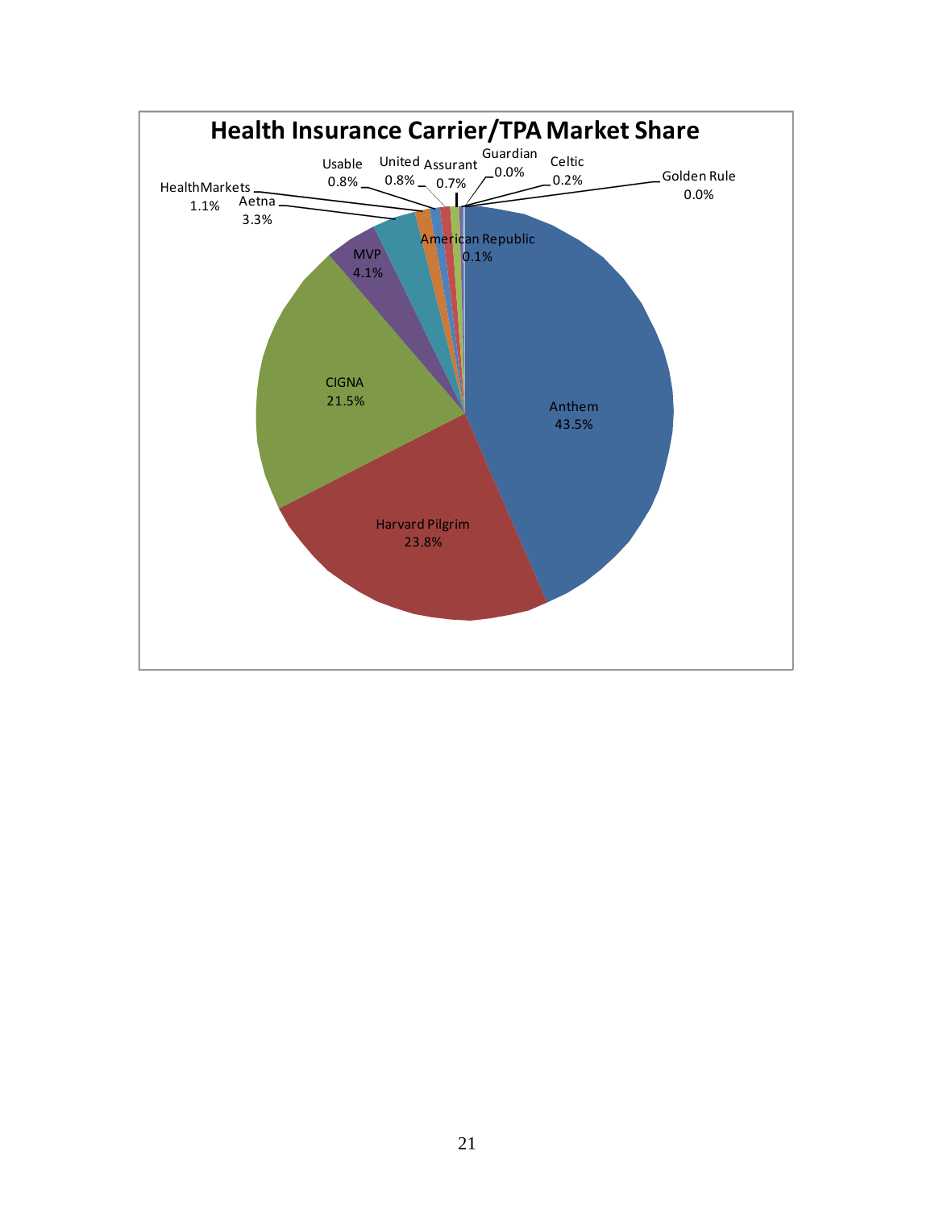## Health Insurance Carrier/TPA Market Share

| Carrier/TPA | Market Share |
| --- | --- |
| Anthem | 43.5% |
| Harvard Pilgrim | 23.8% |
| CIGNA | 21.5% |
| MVP | 4.1% |
| Aetna | 3.3% |
| HealthMarkets | 1.1% |
| Usable | 0.8% |
| United | 0.8% |
| Assurant | 0.7% |
| Guardian | 0.0% |
| Celtic | 0.2% |
| Golden Rule | 0.0% |
| American Republic | 0.1% |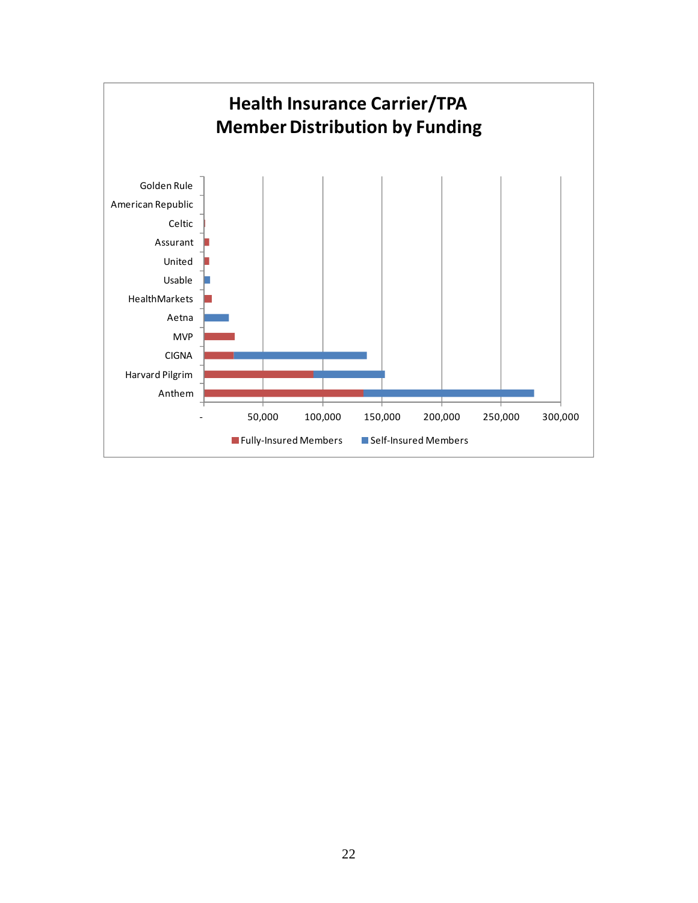**Health Insurance Carrier/TPA**
**Member Distribution by Funding**

Golden Rule
American Republic
Celtic
Assurant
United
Usable
HealthMarkets
Aetna
MVP
CIGNA
Harvard Pilgrim
Anthem

- 50,000 100,000 150,000 200,000 250,000 300,000

Fully-Insured Members Self-Insured Members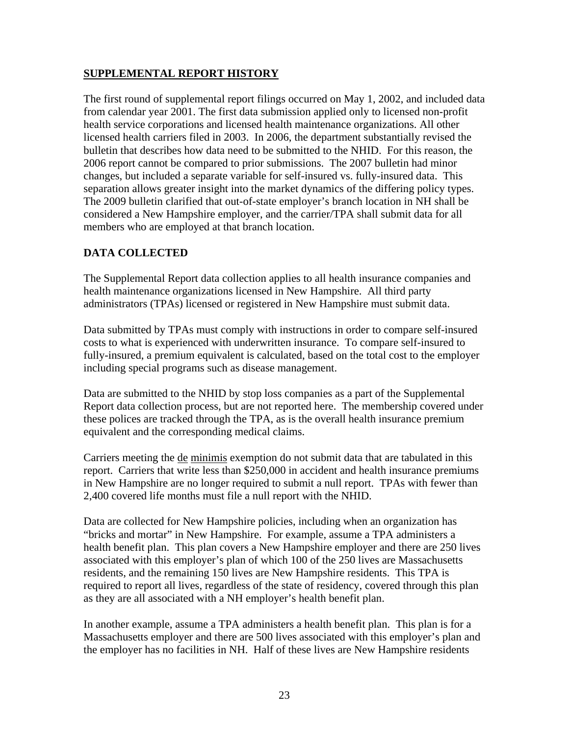## SUPPLEMENTAL REPORT HISTORY

The first round of supplemental report filings occurred on May 1, 2002, and included data from calendar year 2001. The first data submission applied only to licensed non-profit health service corporations and licensed health maintenance organizations. All other licensed health carriers filed in 2003. In 2006, the department substantially revised the bulletin that describes how data need to be submitted to the NHID. For this reason, the 2006 report cannot be compared to prior submissions. The 2007 bulletin had minor changes, but included a separate variable for self-insured vs. fully-insured data. This separation allows greater insight into the market dynamics of the differing policy types. The 2009 bulletin clarified that out-of-state employer's branch location in NH shall be considered a New Hampshire employer, and the carrier/TPA shall submit data for all members who are employed at that branch location.

## DATA COLLECTED

The Supplemental Report data collection applies to all health insurance companies and health maintenance organizations licensed in New Hampshire. All third party administrators (TPAs) licensed or registered in New Hampshire must submit data.

Data submitted by TPAs must comply with instructions in order to compare self-insured costs to what is experienced with underwritten insurance. To compare self-insured to fully-insured, a premium equivalent is calculated, based on the total cost to the employer including special programs such as disease management.

Data are submitted to the NHID by stop loss companies as a part of the Supplemental Report data collection process, but are not reported here. The membership covered under these polices are tracked through the TPA, as is the overall health insurance premium equivalent and the corresponding medical claims.

Carriers meeting the de minimis exemption do not submit data that are tabulated in this report. Carriers that write less than $250,000 in accident and health insurance premiums in New Hampshire are no longer required to submit a null report. TPAs with fewer than 2,400 covered life months must file a null report with the NHID.

Data are collected for New Hampshire policies, including when an organization has "bricks and mortar" in New Hampshire. For example, assume a TPA administers a health benefit plan. This plan covers a New Hampshire employer and there are 250 lives associated with this employer's plan of which 100 of the 250 lives are Massachusetts residents, and the remaining 150 lives are New Hampshire residents. This TPA is required to report all lives, regardless of the state of residency, covered through this plan as they are all associated with a NH employer's health benefit plan.

In another example, assume a TPA administers a health benefit plan. This plan is for a Massachusetts employer and there are 500 lives associated with this employer's plan and the employer has no facilities in NH. Half of these lives are New Hampshire residents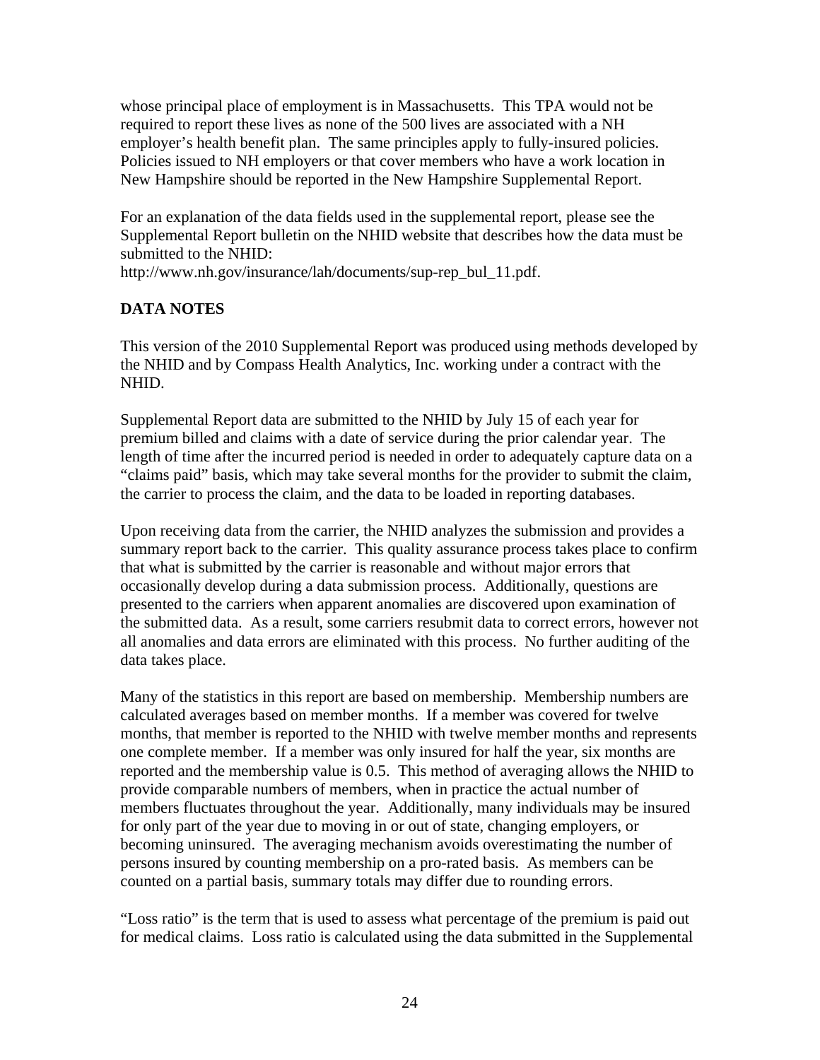whose principal place of employment is in Massachusetts. This TPA would not be required to report these lives as none of the 500 lives are associated with a NH employer's health benefit plan. The same principles apply to fully-insured policies. Policies issued to NH employers or that cover members who have a work location in New Hampshire should be reported in the New Hampshire Supplemental Report.

For an explanation of the data fields used in the supplemental report, please see the Supplemental Report bulletin on the NHID website that describes how the data must be submitted to the NHID:
http://www.nh.gov/insurance/lah/documents/sup-rep_bul_11.pdf.

**DATA NOTES**

This version of the 2010 Supplemental Report was produced using methods developed by the NHID and by Compass Health Analytics, Inc. working under a contract with the NHID.

Supplemental Report data are submitted to the NHID by July 15 of each year for premium billed and claims with a date of service during the prior calendar year. The length of time after the incurred period is needed in order to adequately capture data on a "claims paid" basis, which may take several months for the provider to submit the claim, the carrier to process the claim, and the data to be loaded in reporting databases.

Upon receiving data from the carrier, the NHID analyzes the submission and provides a summary report back to the carrier. This quality assurance process takes place to confirm that what is submitted by the carrier is reasonable and without major errors that occasionally develop during a data submission process. Additionally, questions are presented to the carriers when apparent anomalies are discovered upon examination of the submitted data. As a result, some carriers resubmit data to correct errors, however not all anomalies and data errors are eliminated with this process. No further auditing of the data takes place.

Many of the statistics in this report are based on membership. Membership numbers are calculated averages based on member months. If a member was covered for twelve months, that member is reported to the NHID with twelve member months and represents one complete member. If a member was only insured for half the year, six months are reported and the membership value is 0.5. This method of averaging allows the NHID to provide comparable numbers of members, when in practice the actual number of members fluctuates throughout the year. Additionally, many individuals may be insured for only part of the year due to moving in or out of state, changing employers, or becoming uninsured. The averaging mechanism avoids overestimating the number of persons insured by counting membership on a pro-rated basis. As members can be counted on a partial basis, summary totals may differ due to rounding errors.

"Loss ratio" is the term that is used to assess what percentage of the premium is paid out for medical claims. Loss ratio is calculated using the data submitted in the Supplemental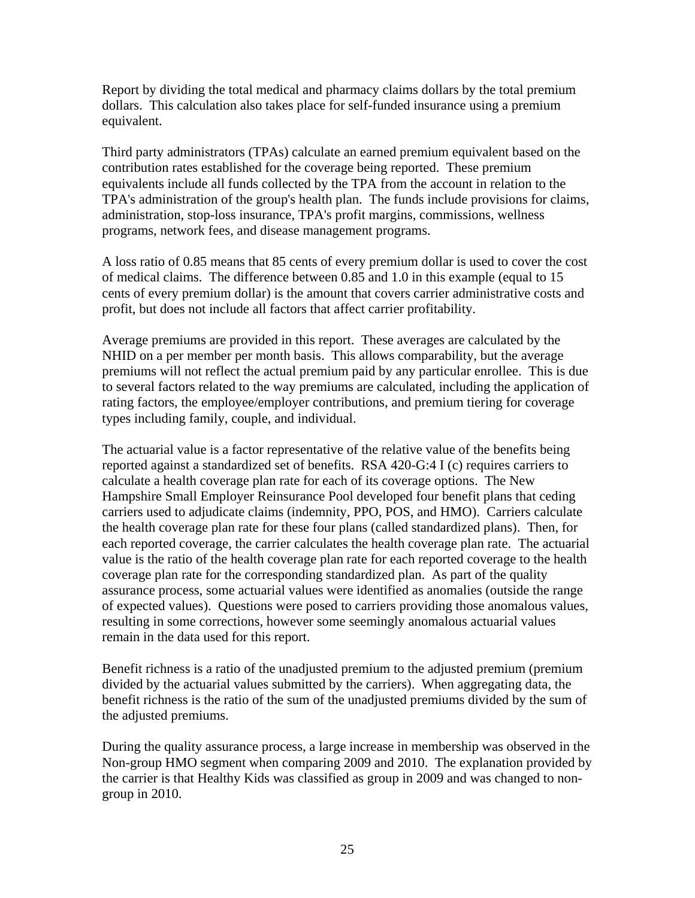Report by dividing the total medical and pharmacy claims dollars by the total premium dollars. This calculation also takes place for self-funded insurance using a premium equivalent.

Third party administrators (TPAs) calculate an earned premium equivalent based on the contribution rates established for the coverage being reported. These premium equivalents include all funds collected by the TPA from the account in relation to the TPA's administration of the group's health plan. The funds include provisions for claims, administration, stop-loss insurance, TPA's profit margins, commissions, wellness programs, network fees, and disease management programs.

A loss ratio of 0.85 means that 85 cents of every premium dollar is used to cover the cost of medical claims. The difference between 0.85 and 1.0 in this example (equal to 15 cents of every premium dollar) is the amount that covers carrier administrative costs and profit, but does not include all factors that affect carrier profitability.

Average premiums are provided in this report. These averages are calculated by the NHID on a per member per month basis. This allows comparability, but the average premiums will not reflect the actual premium paid by any particular enrollee. This is due to several factors related to the way premiums are calculated, including the application of rating factors, the employee/employer contributions, and premium tiering for coverage types including family, couple, and individual.

The actuarial value is a factor representative of the relative value of the benefits being reported against a standardized set of benefits. RSA 420-G:4 I (c) requires carriers to calculate a health coverage plan rate for each of its coverage options. The New Hampshire Small Employer Reinsurance Pool developed four benefit plans that ceding carriers used to adjudicate claims (indemnity, PPO, POS, and HMO). Carriers calculate the health coverage plan rate for these four plans (called standardized plans). Then, for each reported coverage, the carrier calculates the health coverage plan rate. The actuarial value is the ratio of the health coverage plan rate for each reported coverage to the health coverage plan rate for the corresponding standardized plan. As part of the quality assurance process, some actuarial values were identified as anomalies (outside the range of expected values). Questions were posed to carriers providing those anomalous values, resulting in some corrections, however some seemingly anomalous actuarial values remain in the data used for this report.

Benefit richness is a ratio of the unadjusted premium to the adjusted premium (premium divided by the actuarial values submitted by the carriers). When aggregating data, the benefit richness is the ratio of the sum of the unadjusted premiums divided by the sum of the adjusted premiums.

During the quality assurance process, a large increase in membership was observed in the Non-group HMO segment when comparing 2009 and 2010. The explanation provided by the carrier is that Healthy Kids was classified as group in 2009 and was changed to non-group in 2010.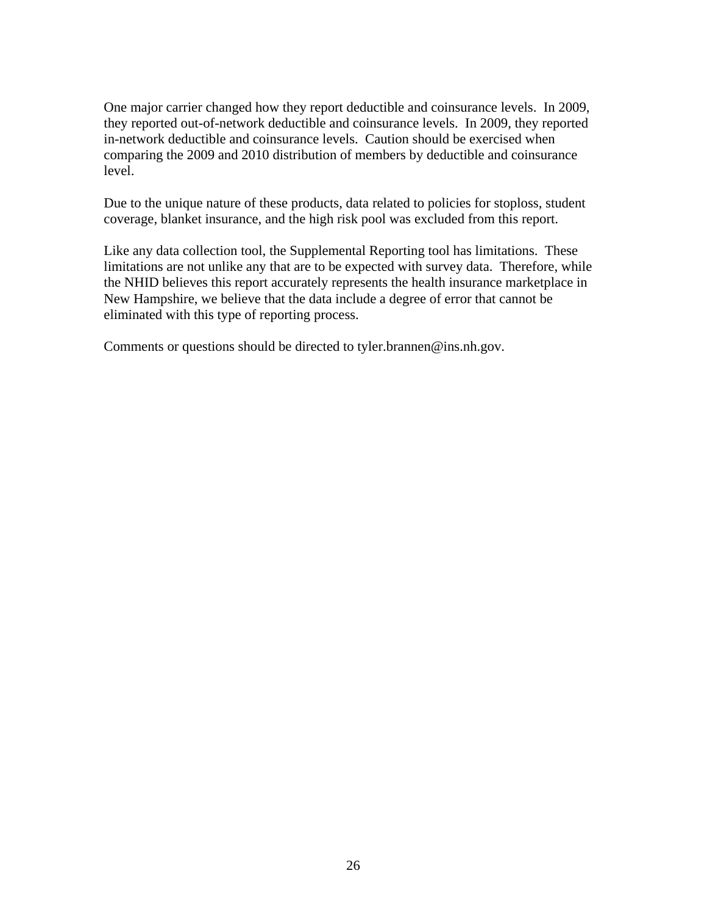One major carrier changed how they report deductible and coinsurance levels. In 2009, they reported out-of-network deductible and coinsurance levels. In 2009, they reported in-network deductible and coinsurance levels. Caution should be exercised when comparing the 2009 and 2010 distribution of members by deductible and coinsurance level.

Due to the unique nature of these products, data related to policies for stoploss, student coverage, blanket insurance, and the high risk pool was excluded from this report.

Like any data collection tool, the Supplemental Reporting tool has limitations. These limitations are not unlike any that are to be expected with survey data. Therefore, while the NHID believes this report accurately represents the health insurance marketplace in New Hampshire, we believe that the data include a degree of error that cannot be eliminated with this type of reporting process.

Comments or questions should be directed to tyler.brannen@ins.nh.gov.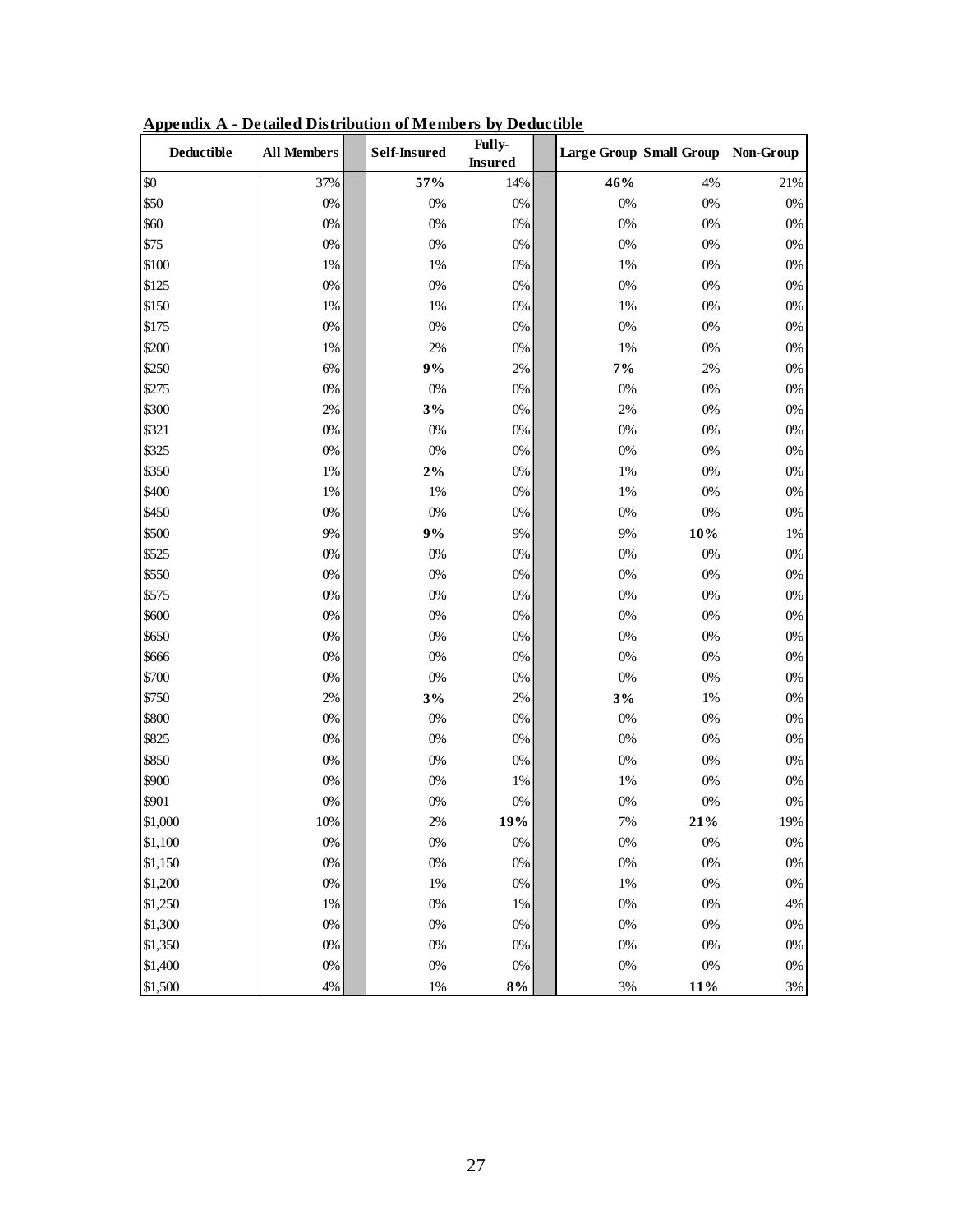**Appendix A - Detailed Distribution of Members by Deductible**

| Deductible | All Members | | Self-Insured | Fully-Insured | | Large Group | Small Group | Non-Group |
|---|---|---|---|---|---|---|---|---|
| $0 | 37% | | **57%** | 14% | | **46%** | 4% | 21% |
| $50 | 0% | | 0% | 0% | | 0% | 0% | 0% |
| $60 | 0% | | 0% | 0% | | 0% | 0% | 0% |
| $75 | 0% | | 0% | 0% | | 0% | 0% | 0% |
| $100 | 1% | | 1% | 0% | | 1% | 0% | 0% |
| $125 | 0% | | 0% | 0% | | 0% | 0% | 0% |
| $150 | 1% | | 1% | 0% | | 1% | 0% | 0% |
| $175 | 0% | | 0% | 0% | | 0% | 0% | 0% |
| $200 | 1% | | 2% | 0% | | 1% | 0% | 0% |
| $250 | 6% | | **9%** | 2% | | **7%** | 2% | 0% |
| $275 | 0% | | 0% | 0% | | 0% | 0% | 0% |
| $300 | 2% | | **3%** | 0% | | 2% | 0% | 0% |
| $321 | 0% | | 0% | 0% | | 0% | 0% | 0% |
| $325 | 0% | | 0% | 0% | | 0% | 0% | 0% |
| $350 | 1% | | **2%** | 0% | | 1% | 0% | 0% |
| $400 | 1% | | 1% | 0% | | 1% | 0% | 0% |
| $450 | 0% | | 0% | 0% | | 0% | 0% | 0% |
| $500 | 9% | | **9%** | 9% | | 9% | **10%** | 1% |
| $525 | 0% | | 0% | 0% | | 0% | 0% | 0% |
| $550 | 0% | | 0% | 0% | | 0% | 0% | 0% |
| $575 | 0% | | 0% | 0% | | 0% | 0% | 0% |
| $600 | 0% | | 0% | 0% | | 0% | 0% | 0% |
| $650 | 0% | | 0% | 0% | | 0% | 0% | 0% |
| $666 | 0% | | 0% | 0% | | 0% | 0% | 0% |
| $700 | 0% | | 0% | 0% | | 0% | 0% | 0% |
| $750 | 2% | | **3%** | 2% | | **3%** | 1% | 0% |
| $800 | 0% | | 0% | 0% | | 0% | 0% | 0% |
| $825 | 0% | | 0% | 0% | | 0% | 0% | 0% |
| $850 | 0% | | 0% | 0% | | 0% | 0% | 0% |
| $900 | 0% | | 0% | 1% | | 1% | 0% | 0% |
| $901 | 0% | | 0% | 0% | | 0% | 0% | 0% |
| $1,000 | 10% | | 2% | **19%** | | 7% | **21%** | 19% |
| $1,100 | 0% | | 0% | 0% | | 0% | 0% | 0% |
| $1,150 | 0% | | 0% | 0% | | 0% | 0% | 0% |
| $1,200 | 0% | | 1% | 0% | | 1% | 0% | 0% |
| $1,250 | 1% | | 0% | 1% | | 0% | 0% | 4% |
| $1,300 | 0% | | 0% | 0% | | 0% | 0% | 0% |
| $1,350 | 0% | | 0% | 0% | | 0% | 0% | 0% |
| $1,400 | 0% | | 0% | 0% | | 0% | 0% | 0% |
| $1,500 | 4% | | 1% | **8%** | | 3% | **11%** | 3% |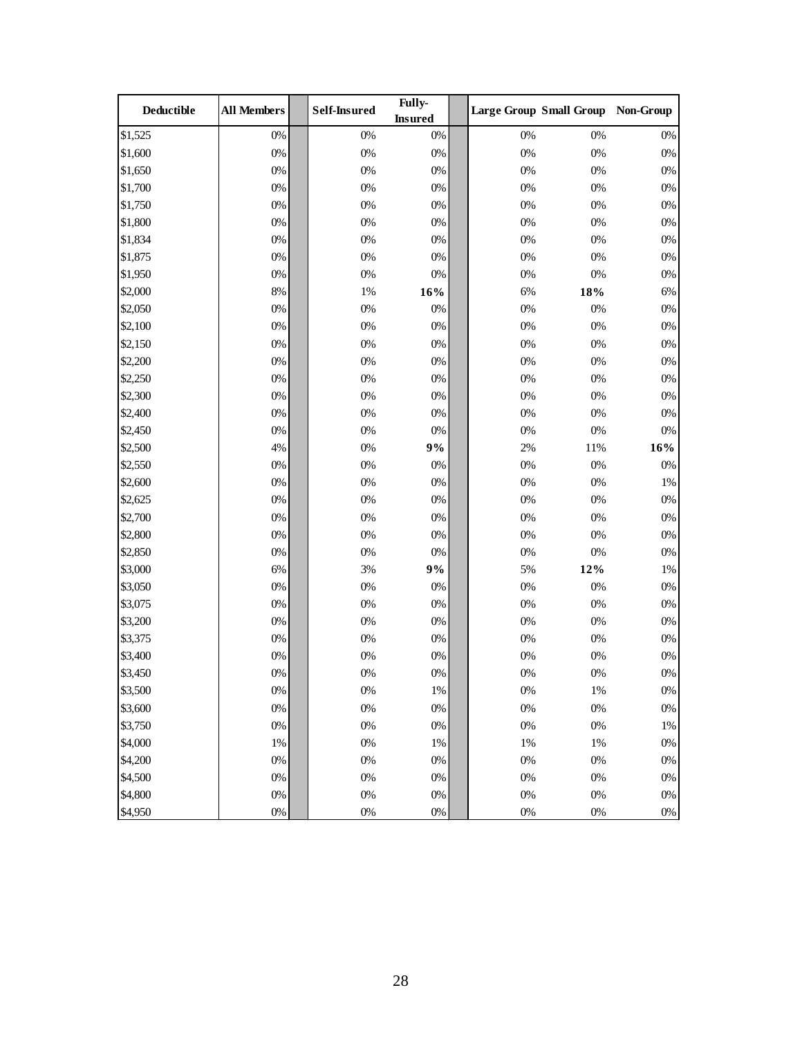| Deductible | All Members | | Self-Insured | Fully-Insured | | Large Group | Small Group | Non-Group |
|---|---|---|---|---|---|---|---|---|
| $1,525 | 0% | | 0% | 0% | | 0% | 0% | 0% |
| $1,600 | 0% | | 0% | 0% | | 0% | 0% | 0% |
| $1,650 | 0% | | 0% | 0% | | 0% | 0% | 0% |
| $1,700 | 0% | | 0% | 0% | | 0% | 0% | 0% |
| $1,750 | 0% | | 0% | 0% | | 0% | 0% | 0% |
| $1,800 | 0% | | 0% | 0% | | 0% | 0% | 0% |
| $1,834 | 0% | | 0% | 0% | | 0% | 0% | 0% |
| $1,875 | 0% | | 0% | 0% | | 0% | 0% | 0% |
| $1,950 | 0% | | 0% | 0% | | 0% | 0% | 0% |
| $2,000 | 8% | | 1% | **16%** | | 6% | **18%** | 6% |
| $2,050 | 0% | | 0% | 0% | | 0% | 0% | 0% |
| $2,100 | 0% | | 0% | 0% | | 0% | 0% | 0% |
| $2,150 | 0% | | 0% | 0% | | 0% | 0% | 0% |
| $2,200 | 0% | | 0% | 0% | | 0% | 0% | 0% |
| $2,250 | 0% | | 0% | 0% | | 0% | 0% | 0% |
| $2,300 | 0% | | 0% | 0% | | 0% | 0% | 0% |
| $2,400 | 0% | | 0% | 0% | | 0% | 0% | 0% |
| $2,450 | 0% | | 0% | 0% | | 0% | 0% | 0% |
| $2,500 | 4% | | 0% | **9%** | | 2% | 11% | **16%** |
| $2,550 | 0% | | 0% | 0% | | 0% | 0% | 0% |
| $2,600 | 0% | | 0% | 0% | | 0% | 0% | 1% |
| $2,625 | 0% | | 0% | 0% | | 0% | 0% | 0% |
| $2,700 | 0% | | 0% | 0% | | 0% | 0% | 0% |
| $2,800 | 0% | | 0% | 0% | | 0% | 0% | 0% |
| $2,850 | 0% | | 0% | 0% | | 0% | 0% | 0% |
| $3,000 | 6% | | 3% | **9%** | | 5% | **12%** | 1% |
| $3,050 | 0% | | 0% | 0% | | 0% | 0% | 0% |
| $3,075 | 0% | | 0% | 0% | | 0% | 0% | 0% |
| $3,200 | 0% | | 0% | 0% | | 0% | 0% | 0% |
| $3,375 | 0% | | 0% | 0% | | 0% | 0% | 0% |
| $3,400 | 0% | | 0% | 0% | | 0% | 0% | 0% |
| $3,450 | 0% | | 0% | 0% | | 0% | 0% | 0% |
| $3,500 | 0% | | 0% | 1% | | 0% | 1% | 0% |
| $3,600 | 0% | | 0% | 0% | | 0% | 0% | 0% |
| $3,750 | 0% | | 0% | 0% | | 0% | 0% | 1% |
| $4,000 | 1% | | 0% | 1% | | 1% | 1% | 0% |
| $4,200 | 0% | | 0% | 0% | | 0% | 0% | 0% |
| $4,500 | 0% | | 0% | 0% | | 0% | 0% | 0% |
| $4,800 | 0% | | 0% | 0% | | 0% | 0% | 0% |
| $4,950 | 0% | | 0% | 0% | | 0% | 0% | 0% |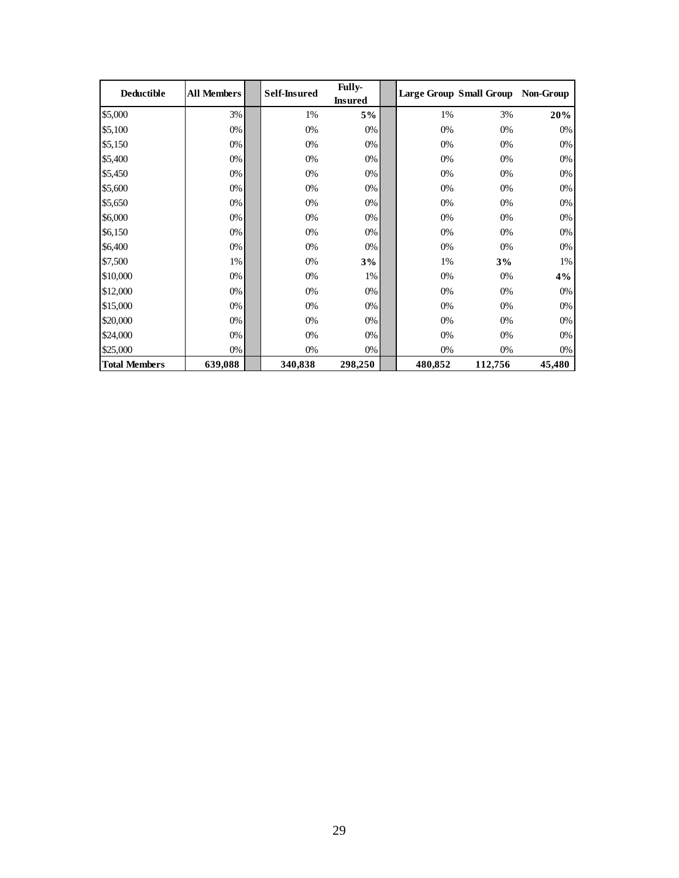| Deductible | All Members | | Self-Insured | Fully-Insured | | Large Group | Small Group | Non-Group |
|---|---|---|---|---|---|---|---|---|
| $5,000 | 3% | | 1% | **5%** | | 1% | 3% | **20%** |
| $5,100 | 0% | | 0% | 0% | | 0% | 0% | 0% |
| $5,150 | 0% | | 0% | 0% | | 0% | 0% | 0% |
| $5,400 | 0% | | 0% | 0% | | 0% | 0% | 0% |
| $5,450 | 0% | | 0% | 0% | | 0% | 0% | 0% |
| $5,600 | 0% | | 0% | 0% | | 0% | 0% | 0% |
| $5,650 | 0% | | 0% | 0% | | 0% | 0% | 0% |
| $6,000 | 0% | | 0% | 0% | | 0% | 0% | 0% |
| $6,150 | 0% | | 0% | 0% | | 0% | 0% | 0% |
| $6,400 | 0% | | 0% | 0% | | 0% | 0% | 0% |
| $7,500 | 1% | | 0% | **3%** | | 1% | **3%** | 1% |
| $10,000 | 0% | | 0% | 1% | | 0% | 0% | **4%** |
| $12,000 | 0% | | 0% | 0% | | 0% | 0% | 0% |
| $15,000 | 0% | | 0% | 0% | | 0% | 0% | 0% |
| $20,000 | 0% | | 0% | 0% | | 0% | 0% | 0% |
| $24,000 | 0% | | 0% | 0% | | 0% | 0% | 0% |
| $25,000 | 0% | | 0% | 0% | | 0% | 0% | 0% |
| **Total Members** | **639,088** | | **340,838** | **298,250** | | **480,852** | **112,756** | **45,480** |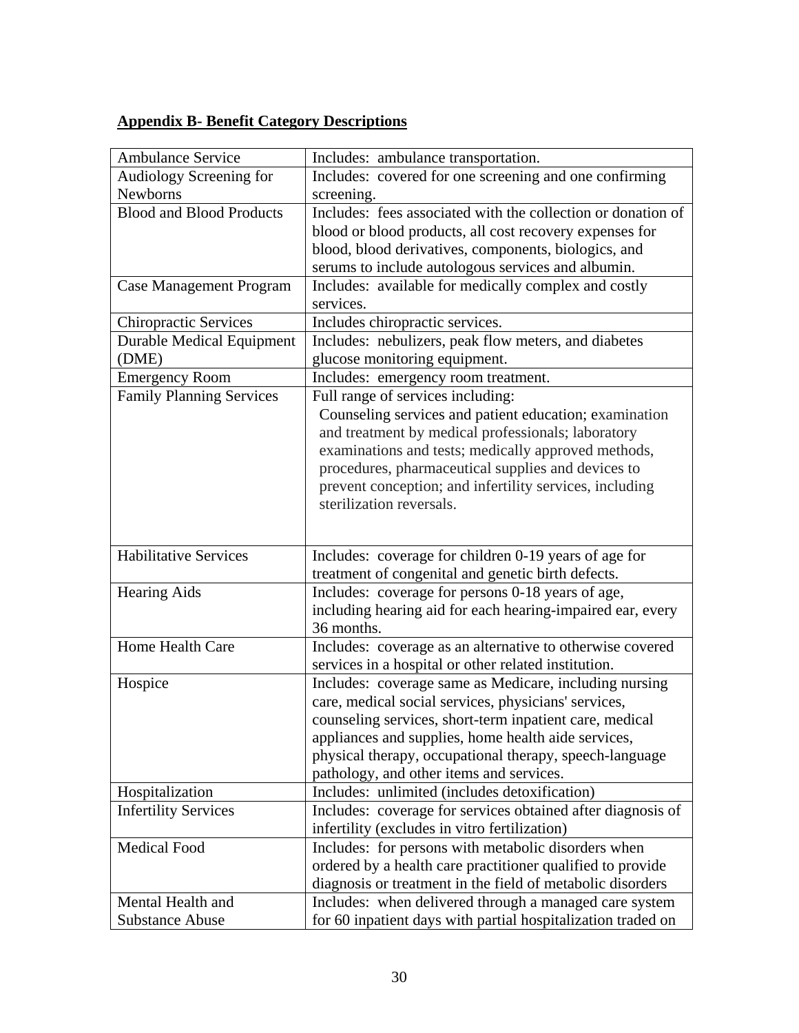**Appendix B- Benefit Category Descriptions**

| | |
|---|---|
| Ambulance Service | Includes: ambulance transportation. |
| Audiology Screening for Newborns | Includes: covered for one screening and one confirming screening. |
| Blood and Blood Products | Includes: fees associated with the collection or donation of blood or blood products, all cost recovery expenses for blood, blood derivatives, components, biologics, and serums to include autologous services and albumin. |
| Case Management Program | Includes: available for medically complex and costly services. |
| Chiropractic Services | Includes chiropractic services. |
| Durable Medical Equipment (DME) | Includes: nebulizers, peak flow meters, and diabetes glucose monitoring equipment. |
| Emergency Room | Includes: emergency room treatment. |
| Family Planning Services | Full range of services including: Counseling services and patient education; examination and treatment by medical professionals; laboratory examinations and tests; medically approved methods, procedures, pharmaceutical supplies and devices to prevent conception; and infertility services, including sterilization reversals. |
| Habilitative Services | Includes: coverage for children 0-19 years of age for treatment of congenital and genetic birth defects. |
| Hearing Aids | Includes: coverage for persons 0-18 years of age, including hearing aid for each hearing-impaired ear, every 36 months. |
| Home Health Care | Includes: coverage as an alternative to otherwise covered services in a hospital or other related institution. |
| Hospice | Includes: coverage same as Medicare, including nursing care, medical social services, physicians' services, counseling services, short-term inpatient care, medical appliances and supplies, home health aide services, physical therapy, occupational therapy, speech-language pathology, and other items and services. |
| Hospitalization | Includes: unlimited (includes detoxification) |
| Infertility Services | Includes: coverage for services obtained after diagnosis of infertility (excludes in vitro fertilization) |
| Medical Food | Includes: for persons with metabolic disorders when ordered by a health care practitioner qualified to provide diagnosis or treatment in the field of metabolic disorders |
| Mental Health and Substance Abuse | Includes: when delivered through a managed care system for 60 inpatient days with partial hospitalization traded on |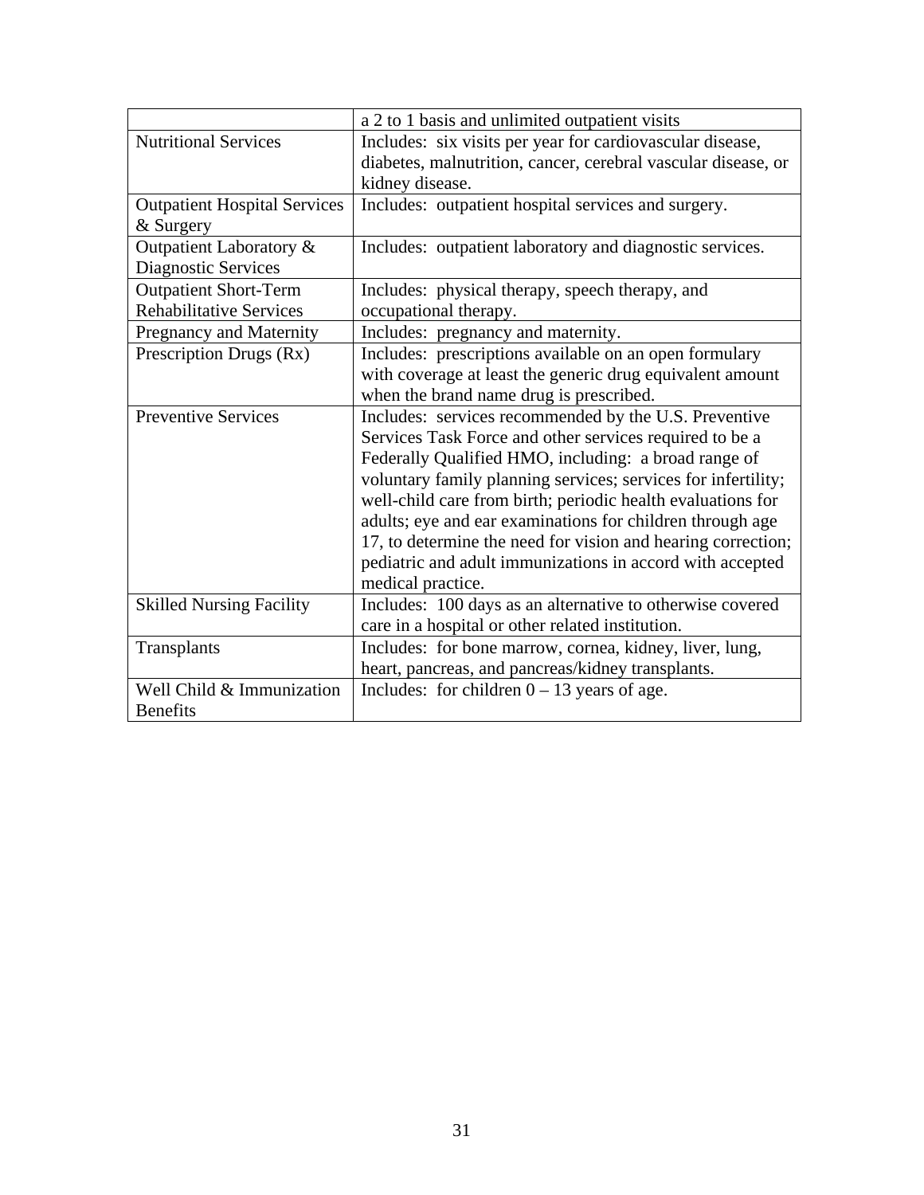| | |
|---|---|
| | a 2 to 1 basis and unlimited outpatient visits |
| Nutritional Services | Includes: six visits per year for cardiovascular disease, diabetes, malnutrition, cancer, cerebral vascular disease, or kidney disease. |
| Outpatient Hospital Services & Surgery | Includes: outpatient hospital services and surgery. |
| Outpatient Laboratory & Diagnostic Services | Includes: outpatient laboratory and diagnostic services. |
| Outpatient Short-Term Rehabilitative Services | Includes: physical therapy, speech therapy, and occupational therapy. |
| Pregnancy and Maternity | Includes: pregnancy and maternity. |
| Prescription Drugs (Rx) | Includes: prescriptions available on an open formulary with coverage at least the generic drug equivalent amount when the brand name drug is prescribed. |
| Preventive Services | Includes: services recommended by the U.S. Preventive Services Task Force and other services required to be a Federally Qualified HMO, including: a broad range of voluntary family planning services; services for infertility; well-child care from birth; periodic health evaluations for adults; eye and ear examinations for children through age 17, to determine the need for vision and hearing correction; pediatric and adult immunizations in accord with accepted medical practice. |
| Skilled Nursing Facility | Includes: 100 days as an alternative to otherwise covered care in a hospital or other related institution. |
| Transplants | Includes: for bone marrow, cornea, kidney, liver, lung, heart, pancreas, and pancreas/kidney transplants. |
| Well Child & Immunization Benefits | Includes: for children 0 – 13 years of age. |